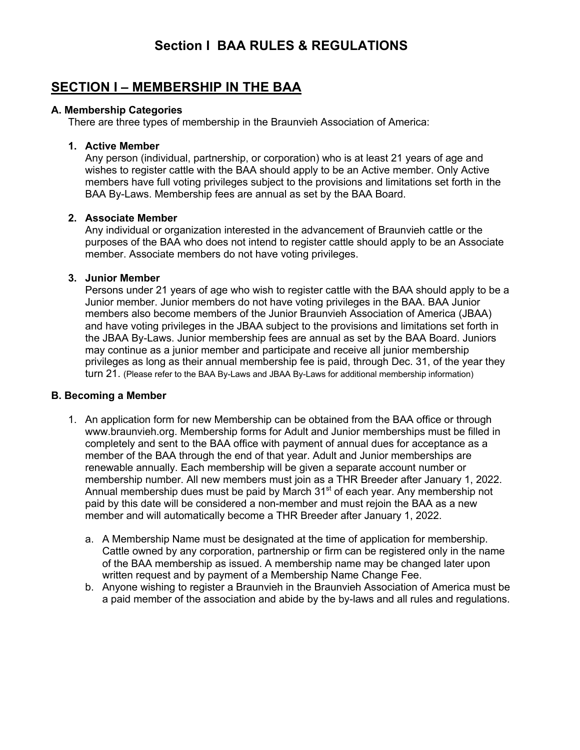# Section I  BAA RULES & REGULATIONS

## SECTION I – MEMBERSHIP IN THE BAA

### A. Membership Categories

There are three types of membership in the Braunvieh Association of America:

1. **Active Member**
   Any person (individual, partnership, or corporation) who is at least 21 years of age and wishes to register cattle with the BAA should apply to be an Active member. Only Active members have full voting privileges subject to the provisions and limitations set forth in the BAA By-Laws. Membership fees are annual as set by the BAA Board.

2. **Associate Member**
   Any individual or organization interested in the advancement of Braunvieh cattle or the purposes of the BAA who does not intend to register cattle should apply to be an Associate member. Associate members do not have voting privileges.

3. **Junior Member**
   Persons under 21 years of age who wish to register cattle with the BAA should apply to be a Junior member. Junior members do not have voting privileges in the BAA. BAA Junior members also become members of the Junior Braunvieh Association of America (JBAA) and have voting privileges in the JBAA subject to the provisions and limitations set forth in the JBAA By-Laws. Junior membership fees are annual as set by the BAA Board. Juniors may continue as a junior member and participate and receive all junior membership privileges as long as their annual membership fee is paid, through Dec. 31, of the year they turn 21. (Please refer to the BAA By-Laws and JBAA By-Laws for additional membership information)

### B. Becoming a Member

1. An application form for new Membership can be obtained from the BAA office or through www.braunvieh.org. Membership forms for Adult and Junior memberships must be filled in completely and sent to the BAA office with payment of annual dues for acceptance as a member of the BAA through the end of that year. Adult and Junior memberships are renewable annually. Each membership will be given a separate account number or membership number. All new members must join as a THR Breeder after January 1, 2022. Annual membership dues must be paid by March 31st of each year. Any membership not paid by this date will be considered a non-member and must rejoin the BAA as a new member and will automatically become a THR Breeder after January 1, 2022.

   a. A Membership Name must be designated at the time of application for membership. Cattle owned by any corporation, partnership or firm can be registered only in the name of the BAA membership as issued. A membership name may be changed later upon written request and by payment of a Membership Name Change Fee.

   b. Anyone wishing to register a Braunvieh in the Braunvieh Association of America must be a paid member of the association and abide by the by-laws and all rules and regulations.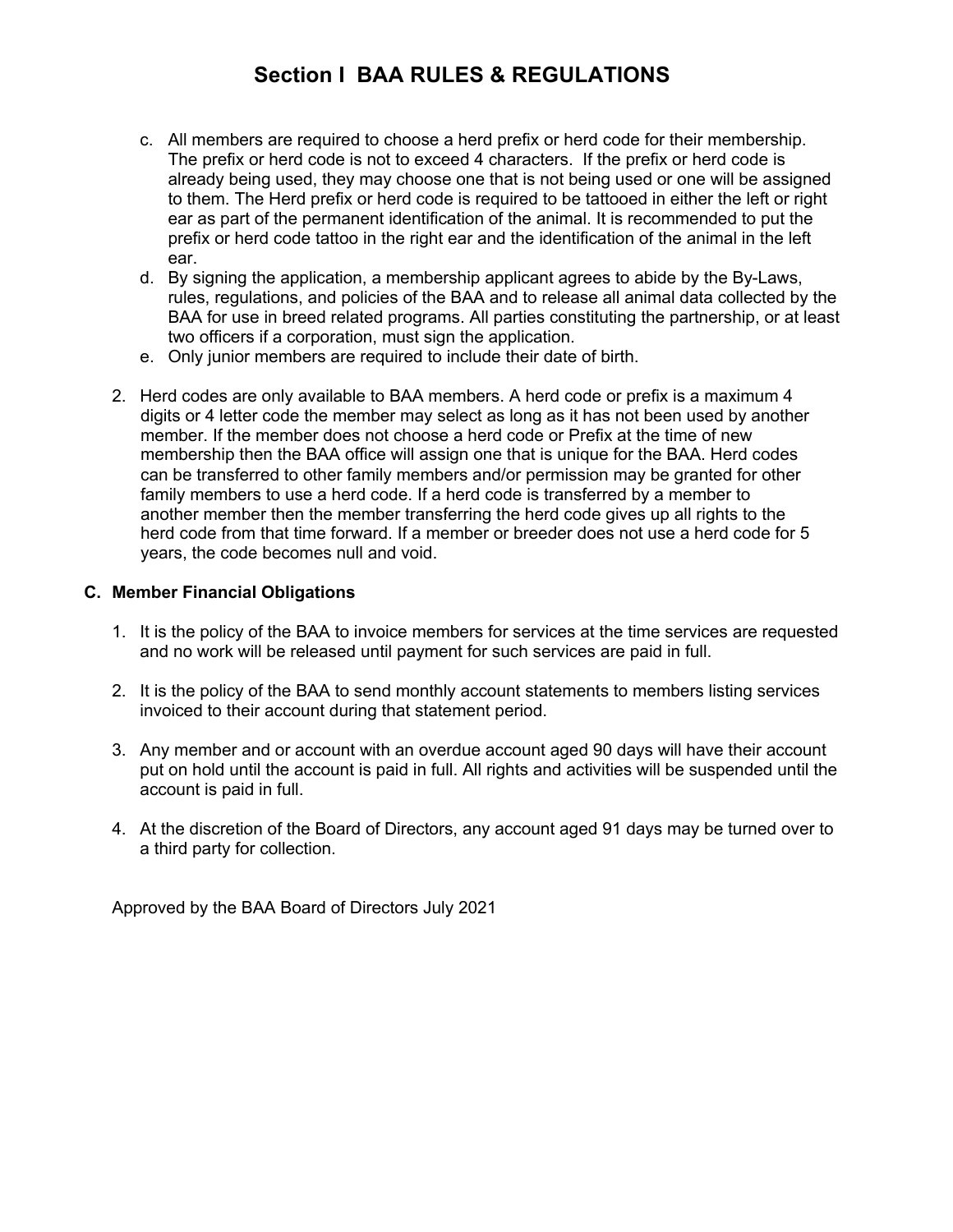# Section I BAA RULES & REGULATIONS

c. All members are required to choose a herd prefix or herd code for their membership. The prefix or herd code is not to exceed 4 characters. If the prefix or herd code is already being used, they may choose one that is not being used or one will be assigned to them. The Herd prefix or herd code is required to be tattooed in either the left or right ear as part of the permanent identification of the animal. It is recommended to put the prefix or herd code tattoo in the right ear and the identification of the animal in the left ear.

d. By signing the application, a membership applicant agrees to abide by the By-Laws, rules, regulations, and policies of the BAA and to release all animal data collected by the BAA for use in breed related programs. All parties constituting the partnership, or at least two officers if a corporation, must sign the application.

e. Only junior members are required to include their date of birth.

2. Herd codes are only available to BAA members. A herd code or prefix is a maximum 4 digits or 4 letter code the member may select as long as it has not been used by another member. If the member does not choose a herd code or Prefix at the time of new membership then the BAA office will assign one that is unique for the BAA. Herd codes can be transferred to other family members and/or permission may be granted for other family members to use a herd code. If a herd code is transferred by a member to another member then the member transferring the herd code gives up all rights to the herd code from that time forward. If a member or breeder does not use a herd code for 5 years, the code becomes null and void.

### C. Member Financial Obligations

1. It is the policy of the BAA to invoice members for services at the time services are requested and no work will be released until payment for such services are paid in full.

2. It is the policy of the BAA to send monthly account statements to members listing services invoiced to their account during that statement period.

3. Any member and or account with an overdue account aged 90 days will have their account put on hold until the account is paid in full. All rights and activities will be suspended until the account is paid in full.

4. At the discretion of the Board of Directors, any account aged 91 days may be turned over to a third party for collection.

Approved by the BAA Board of Directors July 2021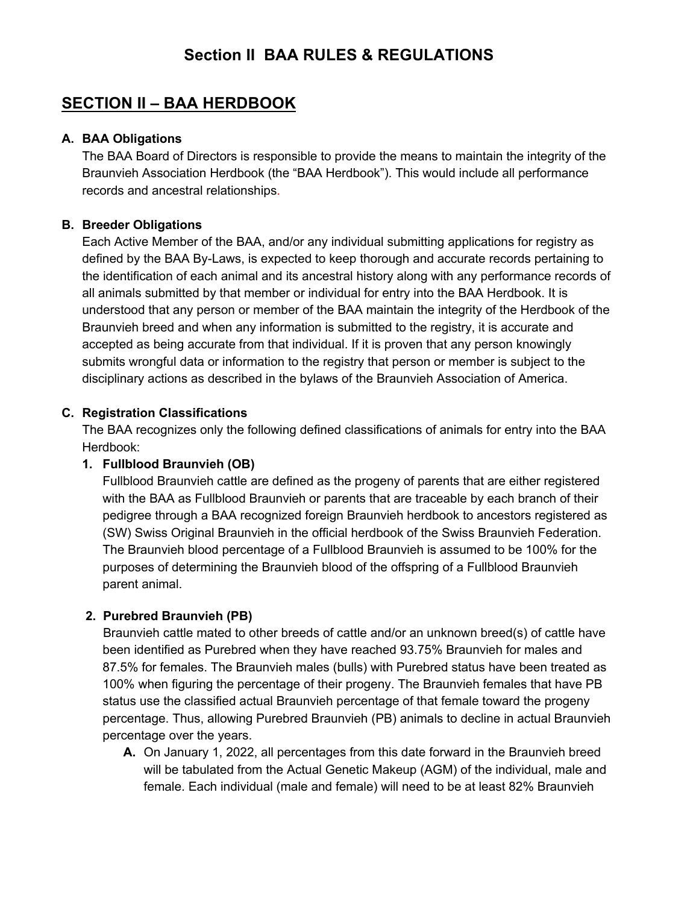# Section II BAA RULES & REGULATIONS

## SECTION II – BAA HERDBOOK

**A. BAA Obligations**

The BAA Board of Directors is responsible to provide the means to maintain the integrity of the Braunvieh Association Herdbook (the "BAA Herdbook"). This would include all performance records and ancestral relationships.

**B. Breeder Obligations**

Each Active Member of the BAA, and/or any individual submitting applications for registry as defined by the BAA By-Laws, is expected to keep thorough and accurate records pertaining to the identification of each animal and its ancestral history along with any performance records of all animals submitted by that member or individual for entry into the BAA Herdbook. It is understood that any person or member of the BAA maintain the integrity of the Herdbook of the Braunvieh breed and when any information is submitted to the registry, it is accurate and accepted as being accurate from that individual. If it is proven that any person knowingly submits wrongful data or information to the registry that person or member is subject to the disciplinary actions as described in the bylaws of the Braunvieh Association of America.

**C. Registration Classifications**

The BAA recognizes only the following defined classifications of animals for entry into the BAA Herdbook:

**1. Fullblood Braunvieh (OB)**

Fullblood Braunvieh cattle are defined as the progeny of parents that are either registered with the BAA as Fullblood Braunvieh or parents that are traceable by each branch of their pedigree through a BAA recognized foreign Braunvieh herdbook to ancestors registered as (SW) Swiss Original Braunvieh in the official herdbook of the Swiss Braunvieh Federation. The Braunvieh blood percentage of a Fullblood Braunvieh is assumed to be 100% for the purposes of determining the Braunvieh blood of the offspring of a Fullblood Braunvieh parent animal.

**2. Purebred Braunvieh (PB)**

Braunvieh cattle mated to other breeds of cattle and/or an unknown breed(s) of cattle have been identified as Purebred when they have reached 93.75% Braunvieh for males and 87.5% for females. The Braunvieh males (bulls) with Purebred status have been treated as 100% when figuring the percentage of their progeny. The Braunvieh females that have PB status use the classified actual Braunvieh percentage of that female toward the progeny percentage. Thus, allowing Purebred Braunvieh (PB) animals to decline in actual Braunvieh percentage over the years.

**A.** On January 1, 2022, all percentages from this date forward in the Braunvieh breed will be tabulated from the Actual Genetic Makeup (AGM) of the individual, male and female. Each individual (male and female) will need to be at least 82% Braunvieh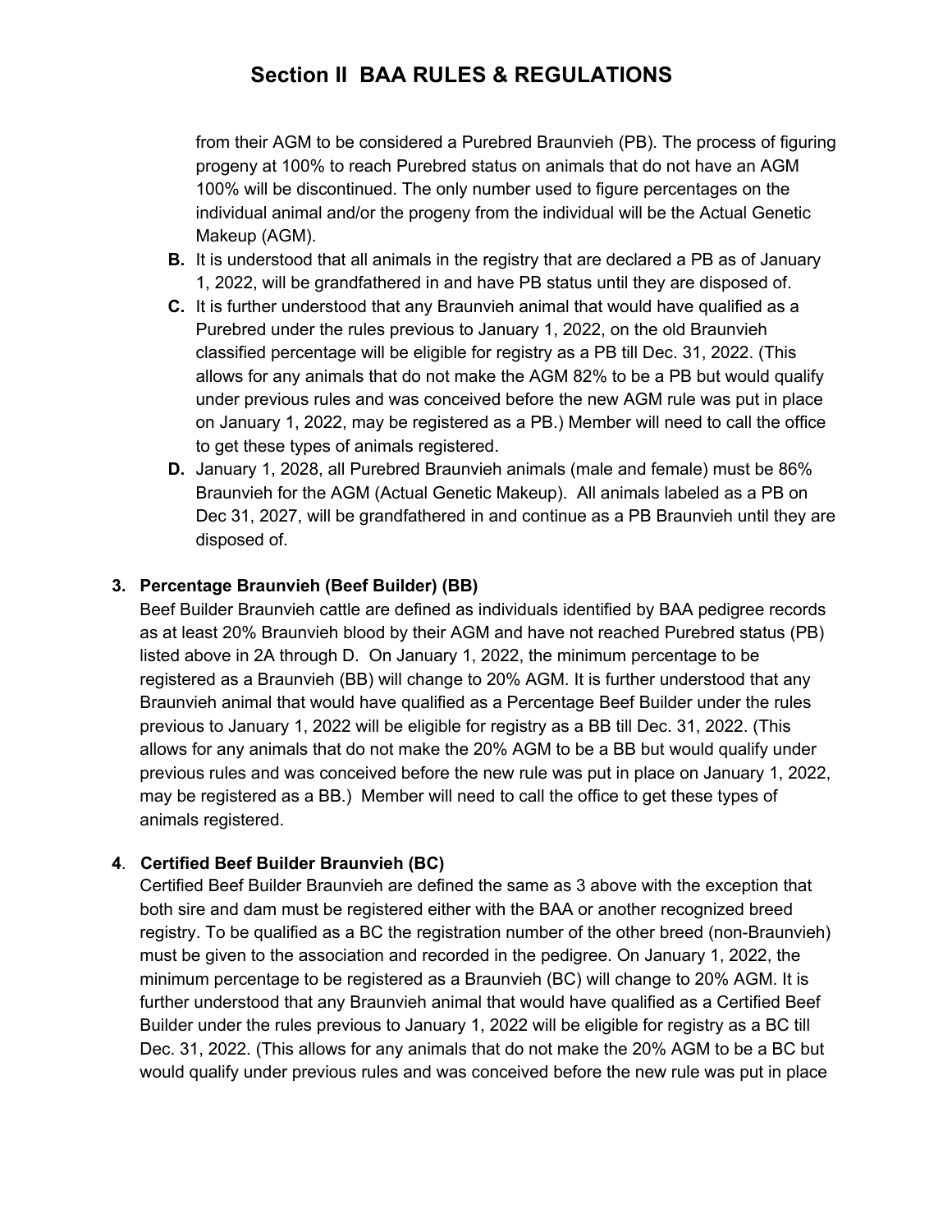from their AGM to be considered a Purebred Braunvieh (PB). The process of figuring progeny at 100% to reach Purebred status on animals that do not have an AGM 100% will be discontinued. The only number used to figure percentages on the individual animal and/or the progeny from the individual will be the Actual Genetic Makeup (AGM).

**B.** It is understood that all animals in the registry that are declared a PB as of January 1, 2022, will be grandfathered in and have PB status until they are disposed of.

**C.** It is further understood that any Braunvieh animal that would have qualified as a Purebred under the rules previous to January 1, 2022, on the old Braunvieh classified percentage will be eligible for registry as a PB till Dec. 31, 2022. (This allows for any animals that do not make the AGM 82% to be a PB but would qualify under previous rules and was conceived before the new AGM rule was put in place on January 1, 2022, may be registered as a PB.) Member will need to call the office to get these types of animals registered.

**D.** January 1, 2028, all Purebred Braunvieh animals (male and female) must be 86% Braunvieh for the AGM (Actual Genetic Makeup). All animals labeled as a PB on Dec 31, 2027, will be grandfathered in and continue as a PB Braunvieh until they are disposed of.

**3. Percentage Braunvieh (Beef Builder) (BB)**

Beef Builder Braunvieh cattle are defined as individuals identified by BAA pedigree records as at least 20% Braunvieh blood by their AGM and have not reached Purebred status (PB) listed above in 2A through D. On January 1, 2022, the minimum percentage to be registered as a Braunvieh (BB) will change to 20% AGM. It is further understood that any Braunvieh animal that would have qualified as a Percentage Beef Builder under the rules previous to January 1, 2022 will be eligible for registry as a BB till Dec. 31, 2022. (This allows for any animals that do not make the 20% AGM to be a BB but would qualify under previous rules and was conceived before the new rule was put in place on January 1, 2022, may be registered as a BB.) Member will need to call the office to get these types of animals registered.

**4. Certified Beef Builder Braunvieh (BC)**

Certified Beef Builder Braunvieh are defined the same as 3 above with the exception that both sire and dam must be registered either with the BAA or another recognized breed registry. To be qualified as a BC the registration number of the other breed (non-Braunvieh) must be given to the association and recorded in the pedigree. On January 1, 2022, the minimum percentage to be registered as a Braunvieh (BC) will change to 20% AGM. It is further understood that any Braunvieh animal that would have qualified as a Certified Beef Builder under the rules previous to January 1, 2022 will be eligible for registry as a BC till Dec. 31, 2022. (This allows for any animals that do not make the 20% AGM to be a BC but would qualify under previous rules and was conceived before the new rule was put in place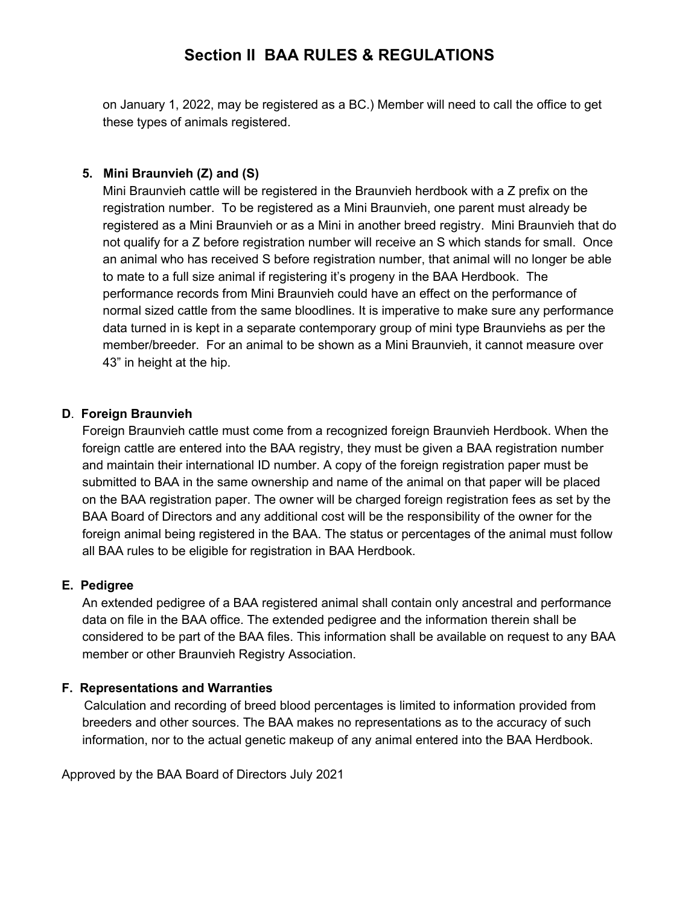on January 1, 2022, may be registered as a BC.) Member will need to call the office to get these types of animals registered.

**5. Mini Braunvieh (Z) and (S)**

Mini Braunvieh cattle will be registered in the Braunvieh herdbook with a Z prefix on the registration number. To be registered as a Mini Braunvieh, one parent must already be registered as a Mini Braunvieh or as a Mini in another breed registry. Mini Braunvieh that do not qualify for a Z before registration number will receive an S which stands for small. Once an animal who has received S before registration number, that animal will no longer be able to mate to a full size animal if registering it's progeny in the BAA Herdbook. The performance records from Mini Braunvieh could have an effect on the performance of normal sized cattle from the same bloodlines. It is imperative to make sure any performance data turned in is kept in a separate contemporary group of mini type Braunviehs as per the member/breeder. For an animal to be shown as a Mini Braunvieh, it cannot measure over 43" in height at the hip.

### D. Foreign Braunvieh

Foreign Braunvieh cattle must come from a recognized foreign Braunvieh Herdbook. When the foreign cattle are entered into the BAA registry, they must be given a BAA registration number and maintain their international ID number. A copy of the foreign registration paper must be submitted to BAA in the same ownership and name of the animal on that paper will be placed on the BAA registration paper. The owner will be charged foreign registration fees as set by the BAA Board of Directors and any additional cost will be the responsibility of the owner for the foreign animal being registered in the BAA. The status or percentages of the animal must follow all BAA rules to be eligible for registration in BAA Herdbook.

### E. Pedigree

An extended pedigree of a BAA registered animal shall contain only ancestral and performance data on file in the BAA office. The extended pedigree and the information therein shall be considered to be part of the BAA files. This information shall be available on request to any BAA member or other Braunvieh Registry Association.

### F. Representations and Warranties

Calculation and recording of breed blood percentages is limited to information provided from breeders and other sources. The BAA makes no representations as to the accuracy of such information, nor to the actual genetic makeup of any animal entered into the BAA Herdbook.

Approved by the BAA Board of Directors July 2021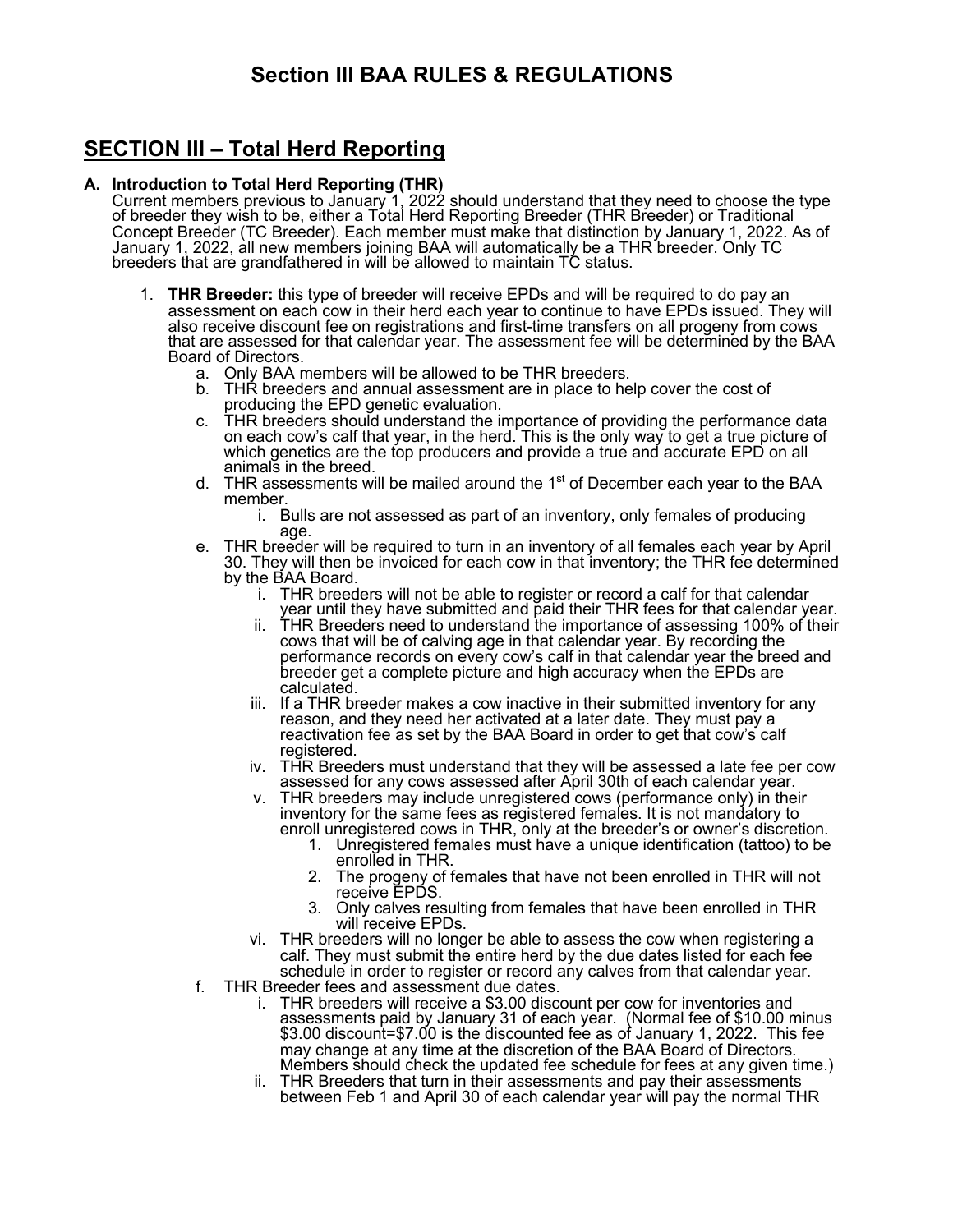# Section III BAA RULES & REGULATIONS

## SECTION III – Total Herd Reporting

**A. Introduction to Total Herd Reporting (THR)**

Current members previous to January 1, 2022 should understand that they need to choose the type of breeder they wish to be, either a Total Herd Reporting Breeder (THR Breeder) or Traditional Concept Breeder (TC Breeder). Each member must make that distinction by January 1, 2022. As of January 1, 2022, all new members joining BAA will automatically be a THR breeder. Only TC breeders that are grandfathered in will be allowed to maintain TC status.

1. **THR Breeder:** this type of breeder will receive EPDs and will be required to do pay an assessment on each cow in their herd each year to continue to have EPDs issued. They will also receive discount fee on registrations and first-time transfers on all progeny from cows that are assessed for that calendar year. The assessment fee will be determined by the BAA Board of Directors.
   a. Only BAA members will be allowed to be THR breeders.
   b. THR breeders and annual assessment are in place to help cover the cost of producing the EPD genetic evaluation.
   c. THR breeders should understand the importance of providing the performance data on each cow's calf that year, in the herd. This is the only way to get a true picture of which genetics are the top producers and provide a true and accurate EPD on all animals in the breed.
   d. THR assessments will be mailed around the 1st of December each year to the BAA member.
      i. Bulls are not assessed as part of an inventory, only females of producing age.
   e. THR breeder will be required to turn in an inventory of all females each year by April 30. They will then be invoiced for each cow in that inventory; the THR fee determined by the BAA Board.
      i. THR breeders will not be able to register or record a calf for that calendar year until they have submitted and paid their THR fees for that calendar year.
      ii. THR Breeders need to understand the importance of assessing 100% of their cows that will be of calving age in that calendar year. By recording the performance records on every cow's calf in that calendar year the breed and breeder get a complete picture and high accuracy when the EPDs are calculated.
      iii. If a THR breeder makes a cow inactive in their submitted inventory for any reason, and they need her activated at a later date. They must pay a reactivation fee as set by the BAA Board in order to get that cow's calf registered.
      iv. THR Breeders must understand that they will be assessed a late fee per cow assessed for any cows assessed after April 30th of each calendar year.
      v. THR breeders may include unregistered cows (performance only) in their inventory for the same fees as registered females. It is not mandatory to enroll unregistered cows in THR, only at the breeder's or owner's discretion.
         1. Unregistered females must have a unique identification (tattoo) to be enrolled in THR.
         2. The progeny of females that have not been enrolled in THR will not receive EPDS.
         3. Only calves resulting from females that have been enrolled in THR will receive EPDs.
      vi. THR breeders will no longer be able to assess the cow when registering a calf. They must submit the entire herd by the due dates listed for each fee schedule in order to register or record any calves from that calendar year.
   f. THR Breeder fees and assessment due dates.
      i. THR breeders will receive a $3.00 discount per cow for inventories and assessments paid by January 31 of each year. (Normal fee of $10.00 minus $3.00 discount=$7.00 is the discounted fee as of January 1, 2022. This fee may change at any time at the discretion of the BAA Board of Directors. Members should check the updated fee schedule for fees at any given time.)
      ii. THR Breeders that turn in their assessments and pay their assessments between Feb 1 and April 30 of each calendar year will pay the normal THR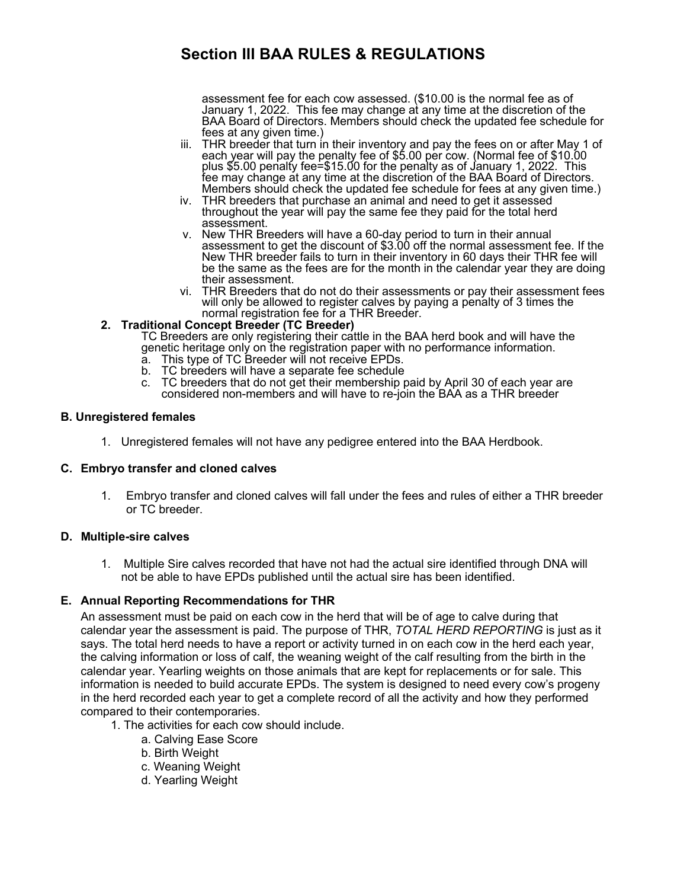# Section III BAA RULES & REGULATIONS

assessment fee for each cow assessed. ($10.00 is the normal fee as of January 1, 2022. This fee may change at any time at the discretion of the BAA Board of Directors. Members should check the updated fee schedule for fees at any given time.)

iii. THR breeder that turn in their inventory and pay the fees on or after May 1 of each year will pay the penalty fee of $5.00 per cow. (Normal fee of $10.00 plus $5.00 penalty fee=$15.00 for the penalty as of January 1, 2022. This fee may change at any time at the discretion of the BAA Board of Directors. Members should check the updated fee schedule for fees at any given time.)

iv. THR breeders that purchase an animal and need to get it assessed throughout the year will pay the same fee they paid for the total herd assessment.

v. New THR Breeders will have a 60-day period to turn in their annual assessment to get the discount of $3.00 off the normal assessment fee. If the New THR breeder fails to turn in their inventory in 60 days their THR fee will be the same as the fees are for the month in the calendar year they are doing their assessment.

vi. THR Breeders that do not do their assessments or pay their assessment fees will only be allowed to register calves by paying a penalty of 3 times the normal registration fee for a THR Breeder.

**2. Traditional Concept Breeder (TC Breeder)**

TC Breeders are only registering their cattle in the BAA herd book and will have the genetic heritage only on the registration paper with no performance information.

a. This type of TC Breeder will not receive EPDs.
b. TC breeders will have a separate fee schedule
c. TC breeders that do not get their membership paid by April 30 of each year are considered non-members and will have to re-join the BAA as a THR breeder

**B. Unregistered females**

1. Unregistered females will not have any pedigree entered into the BAA Herdbook.

**C. Embryo transfer and cloned calves**

1. Embryo transfer and cloned calves will fall under the fees and rules of either a THR breeder or TC breeder.

**D. Multiple-sire calves**

1. Multiple Sire calves recorded that have not had the actual sire identified through DNA will not be able to have EPDs published until the actual sire has been identified.

**E. Annual Reporting Recommendations for THR**

An assessment must be paid on each cow in the herd that will be of age to calve during that calendar year the assessment is paid. The purpose of THR, *TOTAL HERD REPORTING* is just as it says. The total herd needs to have a report or activity turned in on each cow in the herd each year, the calving information or loss of calf, the weaning weight of the calf resulting from the birth in the calendar year. Yearling weights on those animals that are kept for replacements or for sale. This information is needed to build accurate EPDs. The system is designed to need every cow's progeny in the herd recorded each year to get a complete record of all the activity and how they performed compared to their contemporaries.

1. The activities for each cow should include.
   a. Calving Ease Score
   b. Birth Weight
   c. Weaning Weight
   d. Yearling Weight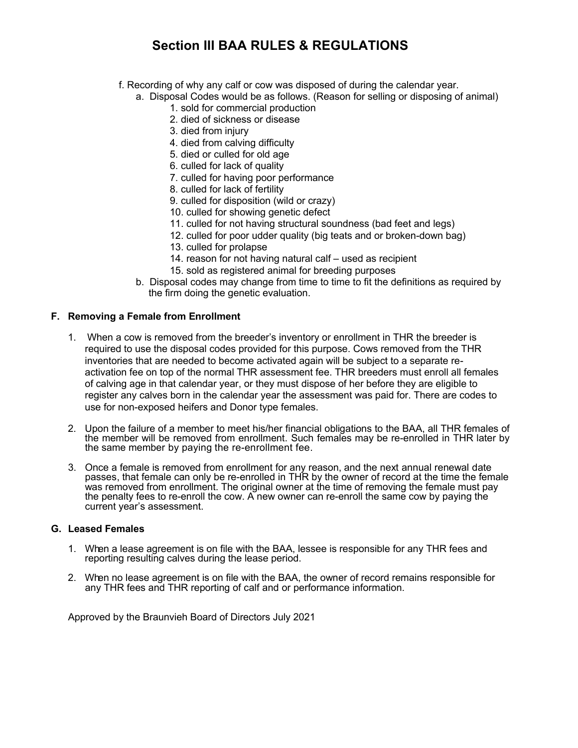# Section III BAA RULES & REGULATIONS

f. Recording of why any calf or cow was disposed of during the calendar year.

  a. Disposal Codes would be as follows. (Reason for selling or disposing of animal)

    1. sold for commercial production
    2. died of sickness or disease
    3. died from injury
    4. died from calving difficulty
    5. died or culled for old age
    6. culled for lack of quality
    7. culled for having poor performance
    8. culled for lack of fertility
    9. culled for disposition (wild or crazy)
    10. culled for showing genetic defect
    11. culled for not having structural soundness (bad feet and legs)
    12. culled for poor udder quality (big teats and or broken-down bag)
    13. culled for prolapse
    14. reason for not having natural calf – used as recipient
    15. sold as registered animal for breeding purposes

  b. Disposal codes may change from time to time to fit the definitions as required by the firm doing the genetic evaluation.

### F. Removing a Female from Enrollment

1. When a cow is removed from the breeder's inventory or enrollment in THR the breeder is required to use the disposal codes provided for this purpose. Cows removed from the THR inventories that are needed to become activated again will be subject to a separate re-activation fee on top of the normal THR assessment fee. THR breeders must enroll all females of calving age in that calendar year, or they must dispose of her before they are eligible to register any calves born in the calendar year the assessment was paid for. There are codes to use for non-exposed heifers and Donor type females.

2. Upon the failure of a member to meet his/her financial obligations to the BAA, all THR females of the member will be removed from enrollment. Such females may be re-enrolled in THR later by the same member by paying the re-enrollment fee.

3. Once a female is removed from enrollment for any reason, and the next annual renewal date passes, that female can only be re-enrolled in THR by the owner of record at the time the female was removed from enrollment. The original owner at the time of removing the female must pay the penalty fees to re-enroll the cow. A new owner can re-enroll the same cow by paying the current year's assessment.

### G. Leased Females

1. When a lease agreement is on file with the BAA, lessee is responsible for any THR fees and reporting resulting calves during the lease period.

2. When no lease agreement is on file with the BAA, the owner of record remains responsible for any THR fees and THR reporting of calf and or performance information.

Approved by the Braunvieh Board of Directors July 2021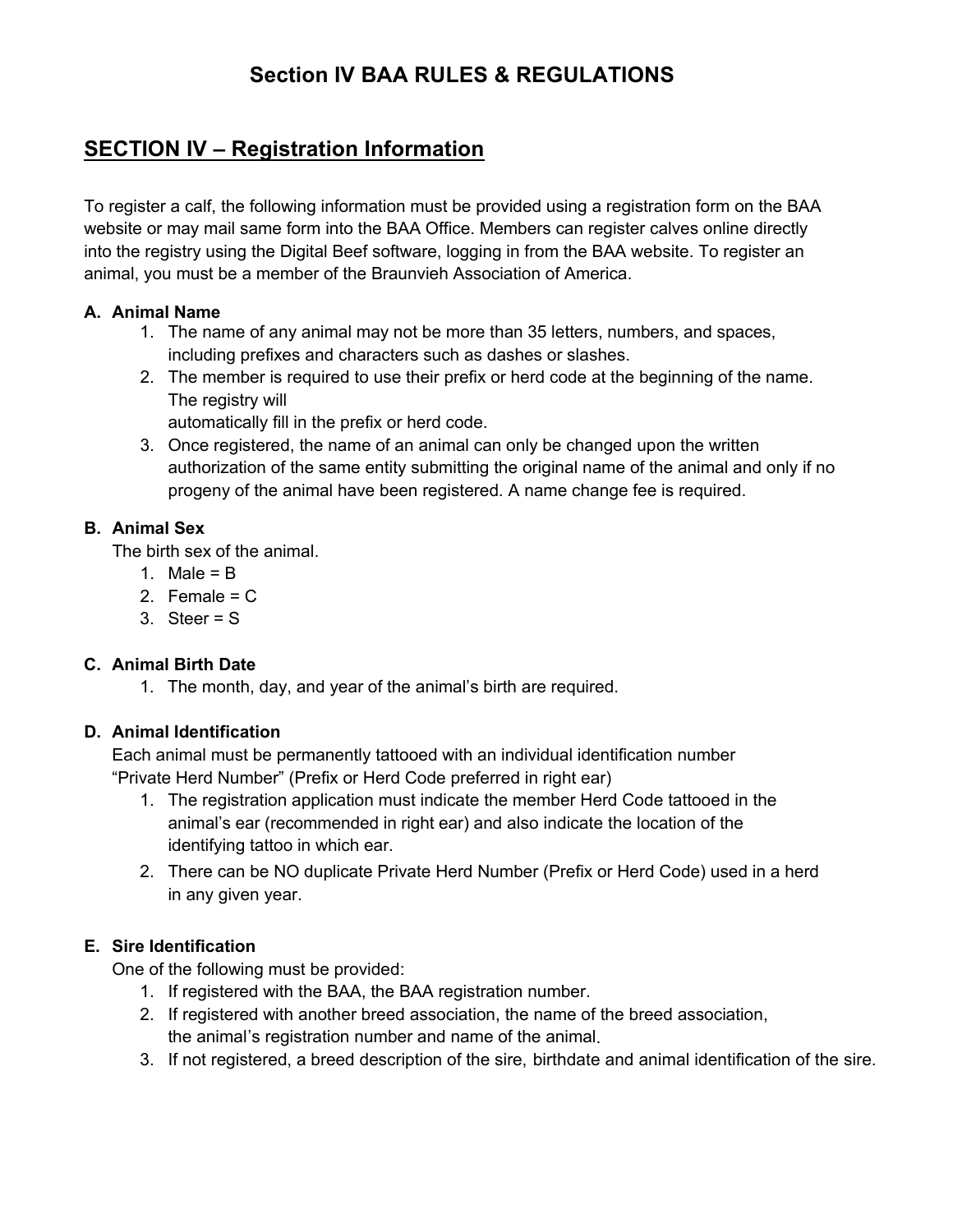# Section IV BAA RULES & REGULATIONS

## SECTION IV – Registration Information

To register a calf, the following information must be provided using a registration form on the BAA website or may mail same form into the BAA Office. Members can register calves online directly into the registry using the Digital Beef software, logging in from the BAA website. To register an animal, you must be a member of the Braunvieh Association of America.

**A. Animal Name**

1. The name of any animal may not be more than 35 letters, numbers, and spaces, including prefixes and characters such as dashes or slashes.
2. The member is required to use their prefix or herd code at the beginning of the name. The registry will automatically fill in the prefix or herd code.
3. Once registered, the name of an animal can only be changed upon the written authorization of the same entity submitting the original name of the animal and only if no progeny of the animal have been registered. A name change fee is required.

**B. Animal Sex**

The birth sex of the animal.

1. Male = B
2. Female = C
3. Steer = S

**C. Animal Birth Date**

1. The month, day, and year of the animal's birth are required.

**D. Animal Identification**

Each animal must be permanently tattooed with an individual identification number "Private Herd Number" (Prefix or Herd Code preferred in right ear)

1. The registration application must indicate the member Herd Code tattooed in the animal's ear (recommended in right ear) and also indicate the location of the identifying tattoo in which ear.
2. There can be NO duplicate Private Herd Number (Prefix or Herd Code) used in a herd in any given year.

**E. Sire Identification**

One of the following must be provided:

1. If registered with the BAA, the BAA registration number.
2. If registered with another breed association, the name of the breed association, the animal's registration number and name of the animal.
3. If not registered, a breed description of the sire, birthdate and animal identification of the sire.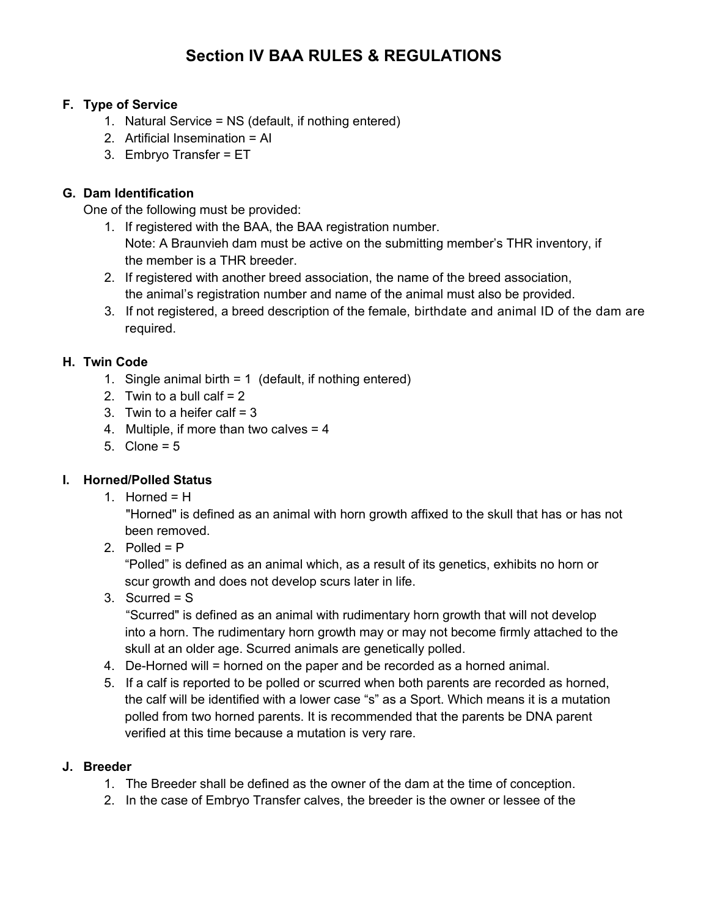# Section IV BAA RULES & REGULATIONS

**F. Type of Service**

1. Natural Service = NS (default, if nothing entered)
2. Artificial Insemination = AI
3. Embryo Transfer = ET

**G. Dam Identification**

One of the following must be provided:

1. If registered with the BAA, the BAA registration number.
   Note: A Braunvieh dam must be active on the submitting member's THR inventory, if the member is a THR breeder.
2. If registered with another breed association, the name of the breed association, the animal's registration number and name of the animal must also be provided.
3. If not registered, a breed description of the female, birthdate and animal ID of the dam are required.

**H. Twin Code**

1. Single animal birth = 1 (default, if nothing entered)
2. Twin to a bull calf = 2
3. Twin to a heifer calf = 3
4. Multiple, if more than two calves = 4
5. Clone = 5

**I. Horned/Polled Status**

1. Horned = H
   "Horned" is defined as an animal with horn growth affixed to the skull that has or has not been removed.
2. Polled = P
   "Polled" is defined as an animal which, as a result of its genetics, exhibits no horn or scur growth and does not develop scurs later in life.
3. Scurred = S
   "Scurred" is defined as an animal with rudimentary horn growth that will not develop into a horn. The rudimentary horn growth may or may not become firmly attached to the skull at an older age. Scurred animals are genetically polled.
4. De-Horned will = horned on the paper and be recorded as a horned animal.
5. If a calf is reported to be polled or scurred when both parents are recorded as horned, the calf will be identified with a lower case "s" as a Sport. Which means it is a mutation polled from two horned parents. It is recommended that the parents be DNA parent verified at this time because a mutation is very rare.

**J. Breeder**

1. The Breeder shall be defined as the owner of the dam at the time of conception.
2. In the case of Embryo Transfer calves, the breeder is the owner or lessee of the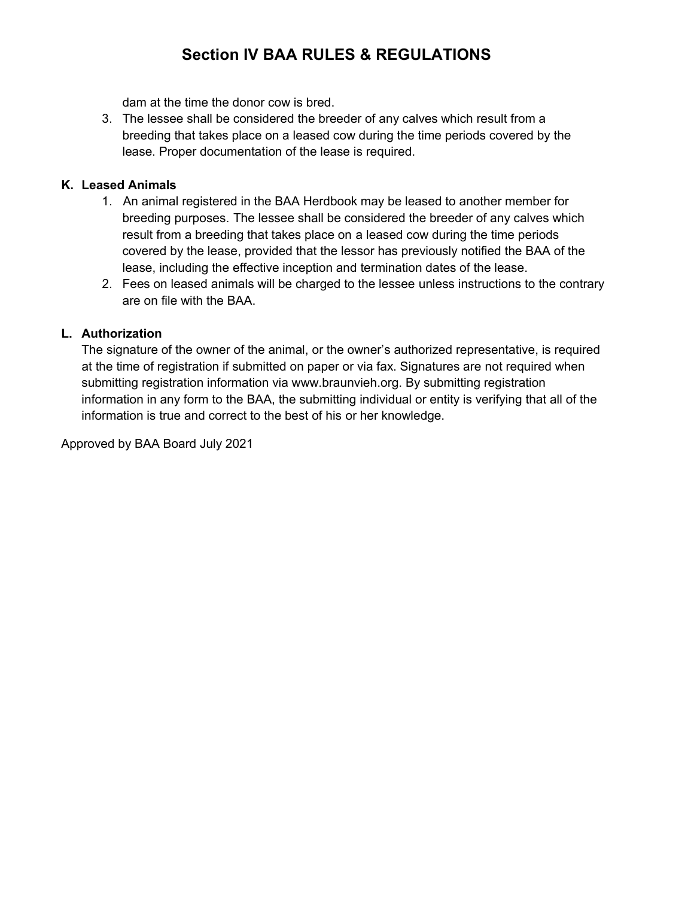dam at the time the donor cow is bred.

3. The lessee shall be considered the breeder of any calves which result from a breeding that takes place on a leased cow during the time periods covered by the lease. Proper documentation of the lease is required.

**K. Leased Animals**

1. An animal registered in the BAA Herdbook may be leased to another member for breeding purposes. The lessee shall be considered the breeder of any calves which result from a breeding that takes place on a leased cow during the time periods covered by the lease, provided that the lessor has previously notified the BAA of the lease, including the effective inception and termination dates of the lease.
2. Fees on leased animals will be charged to the lessee unless instructions to the contrary are on file with the BAA.

**L. Authorization**

The signature of the owner of the animal, or the owner's authorized representative, is required at the time of registration if submitted on paper or via fax. Signatures are not required when submitting registration information via www.braunvieh.org. By submitting registration information in any form to the BAA, the submitting individual or entity is verifying that all of the information is true and correct to the best of his or her knowledge.

Approved by BAA Board July 2021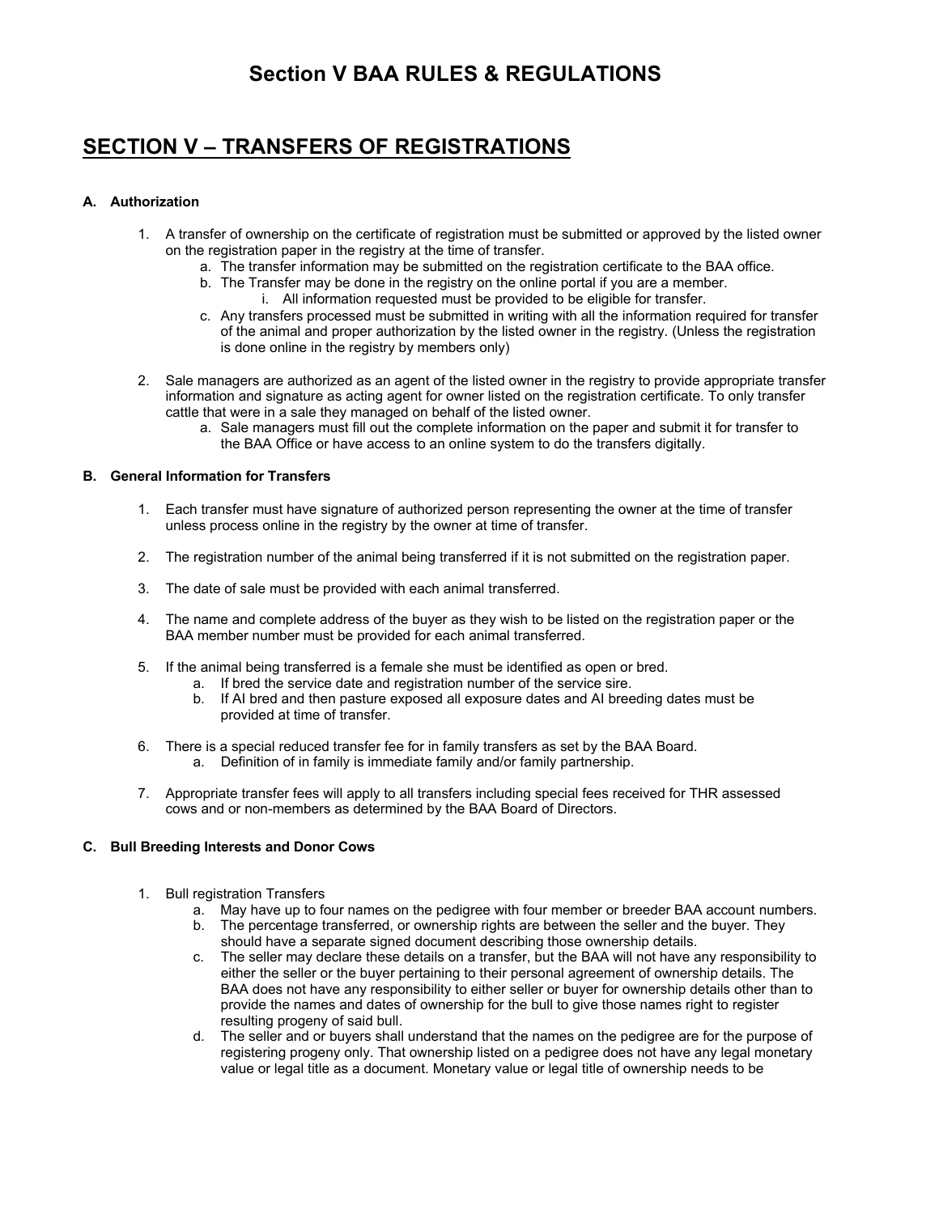# Section V BAA RULES & REGULATIONS

## SECTION V – TRANSFERS OF REGISTRATIONS

### A. Authorization

1. A transfer of ownership on the certificate of registration must be submitted or approved by the listed owner on the registration paper in the registry at the time of transfer.
   a. The transfer information may be submitted on the registration certificate to the BAA office.
   b. The Transfer may be done in the registry on the online portal if you are a member.
      i. All information requested must be provided to be eligible for transfer.
   c. Any transfers processed must be submitted in writing with all the information required for transfer of the animal and proper authorization by the listed owner in the registry. (Unless the registration is done online in the registry by members only)

2. Sale managers are authorized as an agent of the listed owner in the registry to provide appropriate transfer information and signature as acting agent for owner listed on the registration certificate. To only transfer cattle that were in a sale they managed on behalf of the listed owner.
   a. Sale managers must fill out the complete information on the paper and submit it for transfer to the BAA Office or have access to an online system to do the transfers digitally.

### B. General Information for Transfers

1. Each transfer must have signature of authorized person representing the owner at the time of transfer unless process online in the registry by the owner at time of transfer.

2. The registration number of the animal being transferred if it is not submitted on the registration paper.

3. The date of sale must be provided with each animal transferred.

4. The name and complete address of the buyer as they wish to be listed on the registration paper or the BAA member number must be provided for each animal transferred.

5. If the animal being transferred is a female she must be identified as open or bred.
   a. If bred the service date and registration number of the service sire.
   b. If AI bred and then pasture exposed all exposure dates and AI breeding dates must be provided at time of transfer.

6. There is a special reduced transfer fee for in family transfers as set by the BAA Board.
   a. Definition of in family is immediate family and/or family partnership.

7. Appropriate transfer fees will apply to all transfers including special fees received for THR assessed cows and or non-members as determined by the BAA Board of Directors.

### C. Bull Breeding Interests and Donor Cows

1. Bull registration Transfers
   a. May have up to four names on the pedigree with four member or breeder BAA account numbers.
   b. The percentage transferred, or ownership rights are between the seller and the buyer. They should have a separate signed document describing those ownership details.
   c. The seller may declare these details on a transfer, but the BAA will not have any responsibility to either the seller or the buyer pertaining to their personal agreement of ownership details. The BAA does not have any responsibility to either seller or buyer for ownership details other than to provide the names and dates of ownership for the bull to give those names right to register resulting progeny of said bull.
   d. The seller and or buyers shall understand that the names on the pedigree are for the purpose of registering progeny only. That ownership listed on a pedigree does not have any legal monetary value or legal title as a document. Monetary value or legal title of ownership needs to be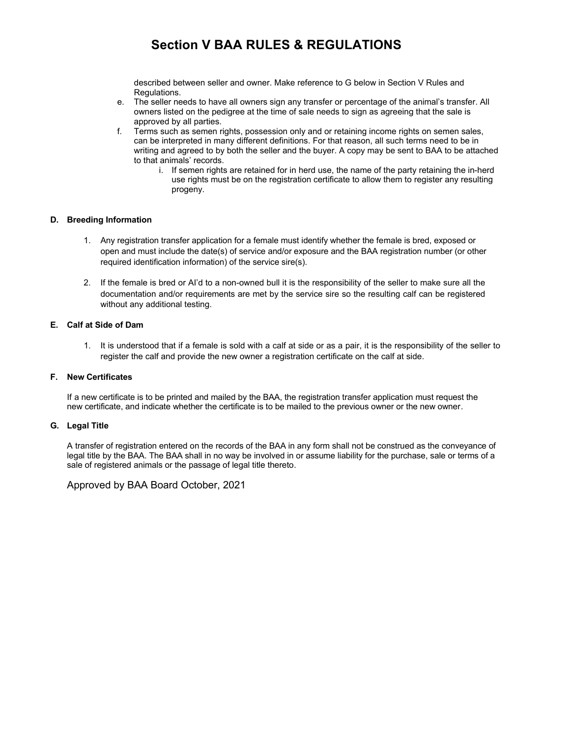# Section V BAA RULES & REGULATIONS

described between seller and owner. Make reference to G below in Section V Rules and Regulations.

e. The seller needs to have all owners sign any transfer or percentage of the animal's transfer. All owners listed on the pedigree at the time of sale needs to sign as agreeing that the sale is approved by all parties.

f. Terms such as semen rights, possession only and or retaining income rights on semen sales, can be interpreted in many different definitions. For that reason, all such terms need to be in writing and agreed to by both the seller and the buyer. A copy may be sent to BAA to be attached to that animals' records.

   i. If semen rights are retained for in herd use, the name of the party retaining the in-herd use rights must be on the registration certificate to allow them to register any resulting progeny.

### D. Breeding Information

1. Any registration transfer application for a female must identify whether the female is bred, exposed or open and must include the date(s) of service and/or exposure and the BAA registration number (or other required identification information) of the service sire(s).

2. If the female is bred or AI'd to a non-owned bull it is the responsibility of the seller to make sure all the documentation and/or requirements are met by the service sire so the resulting calf can be registered without any additional testing.

### E. Calf at Side of Dam

1. It is understood that if a female is sold with a calf at side or as a pair, it is the responsibility of the seller to register the calf and provide the new owner a registration certificate on the calf at side.

### F. New Certificates

If a new certificate is to be printed and mailed by the BAA, the registration transfer application must request the new certificate, and indicate whether the certificate is to be mailed to the previous owner or the new owner.

### G. Legal Title

A transfer of registration entered on the records of the BAA in any form shall not be construed as the conveyance of legal title by the BAA. The BAA shall in no way be involved in or assume liability for the purchase, sale or terms of a sale of registered animals or the passage of legal title thereto.

Approved by BAA Board October, 2021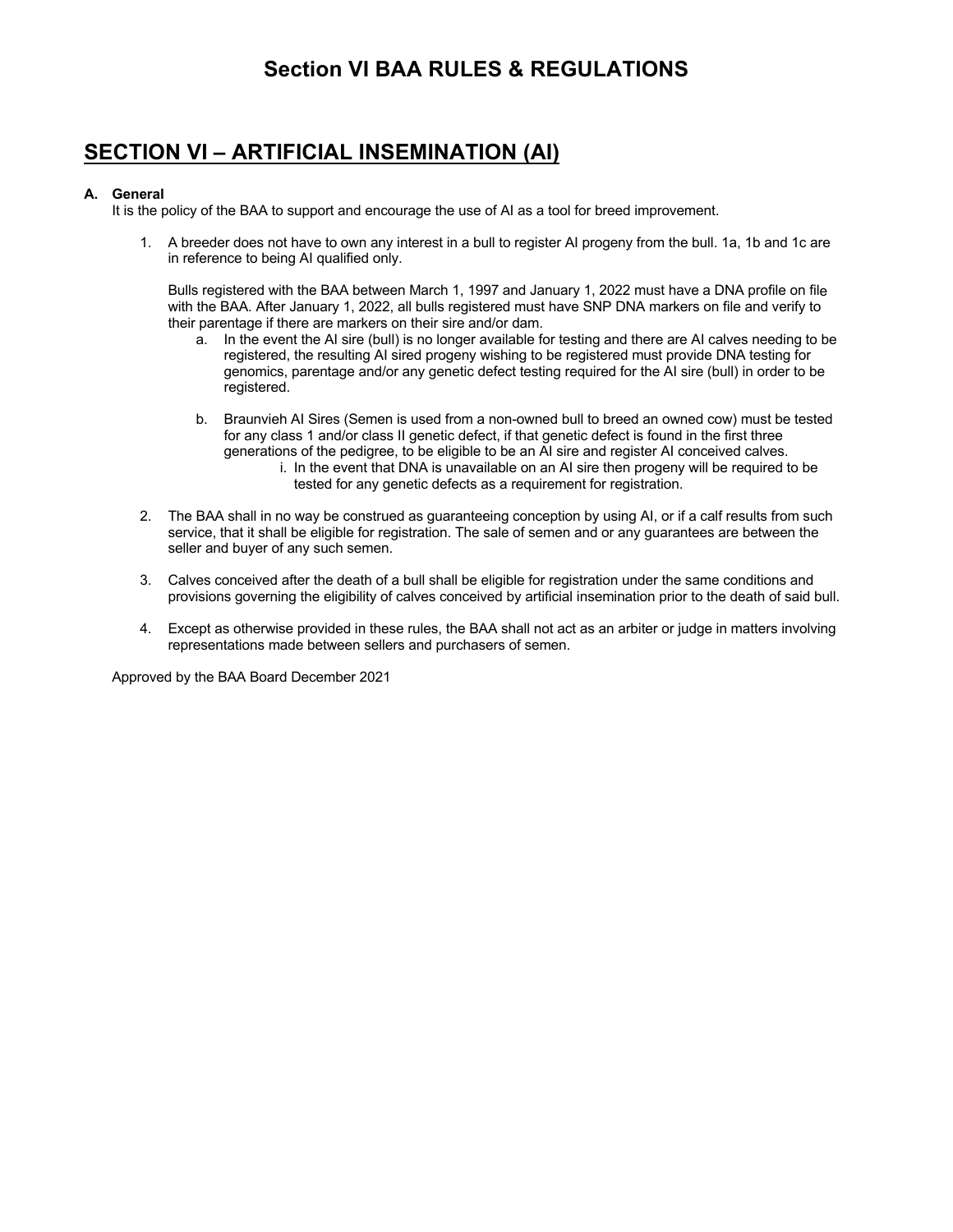# Section VI BAA RULES & REGULATIONS

## SECTION VI – ARTIFICIAL INSEMINATION (AI)

**A. General**

It is the policy of the BAA to support and encourage the use of AI as a tool for breed improvement.

1. A breeder does not have to own any interest in a bull to register AI progeny from the bull. 1a, 1b and 1c are in reference to being AI qualified only.

   Bulls registered with the BAA between March 1, 1997 and January 1, 2022 must have a DNA profile on file with the BAA. After January 1, 2022, all bulls registered must have SNP DNA markers on file and verify to their parentage if there are markers on their sire and/or dam.

   a. In the event the AI sire (bull) is no longer available for testing and there are AI calves needing to be registered, the resulting AI sired progeny wishing to be registered must provide DNA testing for genomics, parentage and/or any genetic defect testing required for the AI sire (bull) in order to be registered.

   b. Braunvieh AI Sires (Semen is used from a non-owned bull to breed an owned cow) must be tested for any class 1 and/or class II genetic defect, if that genetic defect is found in the first three generations of the pedigree, to be eligible to be an AI sire and register AI conceived calves.

      i. In the event that DNA is unavailable on an AI sire then progeny will be required to be tested for any genetic defects as a requirement for registration.

2. The BAA shall in no way be construed as guaranteeing conception by using AI, or if a calf results from such service, that it shall be eligible for registration. The sale of semen and or any guarantees are between the seller and buyer of any such semen.

3. Calves conceived after the death of a bull shall be eligible for registration under the same conditions and provisions governing the eligibility of calves conceived by artificial insemination prior to the death of said bull.

4. Except as otherwise provided in these rules, the BAA shall not act as an arbiter or judge in matters involving representations made between sellers and purchasers of semen.

Approved by the BAA Board December 2021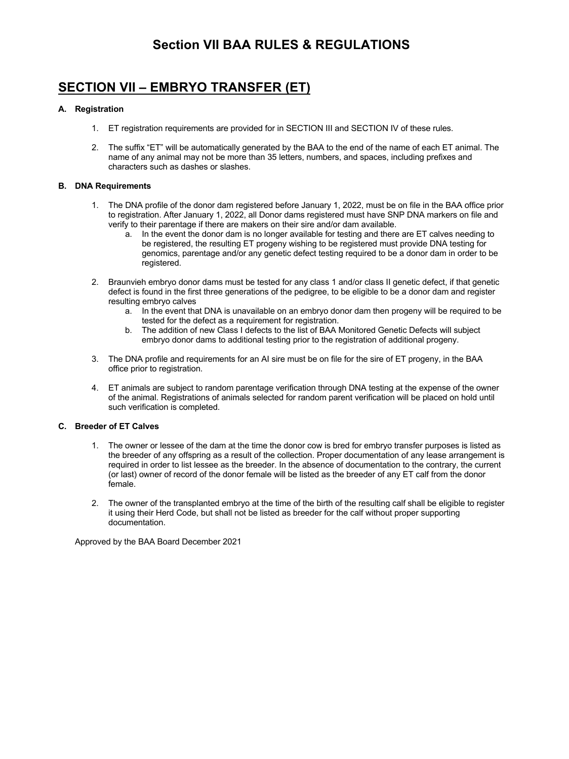# Section VII BAA RULES & REGULATIONS

## SECTION VII – EMBRYO TRANSFER (ET)

**A. Registration**

1. ET registration requirements are provided for in SECTION III and SECTION IV of these rules.

2. The suffix "ET" will be automatically generated by the BAA to the end of the name of each ET animal. The name of any animal may not be more than 35 letters, numbers, and spaces, including prefixes and characters such as dashes or slashes.

**B. DNA Requirements**

1. The DNA profile of the donor dam registered before January 1, 2022, must be on file in the BAA office prior to registration. After January 1, 2022, all Donor dams registered must have SNP DNA markers on file and verify to their parentage if there are makers on their sire and/or dam available.
   a. In the event the donor dam is no longer available for testing and there are ET calves needing to be registered, the resulting ET progeny wishing to be registered must provide DNA testing for genomics, parentage and/or any genetic defect testing required to be a donor dam in order to be registered.

2. Braunvieh embryo donor dams must be tested for any class 1 and/or class II genetic defect, if that genetic defect is found in the first three generations of the pedigree, to be eligible to be a donor dam and register resulting embryo calves
   a. In the event that DNA is unavailable on an embryo donor dam then progeny will be required to be tested for the defect as a requirement for registration.
   b. The addition of new Class I defects to the list of BAA Monitored Genetic Defects will subject embryo donor dams to additional testing prior to the registration of additional progeny.

3. The DNA profile and requirements for an AI sire must be on file for the sire of ET progeny, in the BAA office prior to registration.

4. ET animals are subject to random parentage verification through DNA testing at the expense of the owner of the animal. Registrations of animals selected for random parent verification will be placed on hold until such verification is completed.

**C. Breeder of ET Calves**

1. The owner or lessee of the dam at the time the donor cow is bred for embryo transfer purposes is listed as the breeder of any offspring as a result of the collection. Proper documentation of any lease arrangement is required in order to list lessee as the breeder. In the absence of documentation to the contrary, the current (or last) owner of record of the donor female will be listed as the breeder of any ET calf from the donor female.

2. The owner of the transplanted embryo at the time of the birth of the resulting calf shall be eligible to register it using their Herd Code, but shall not be listed as breeder for the calf without proper supporting documentation.

Approved by the BAA Board December 2021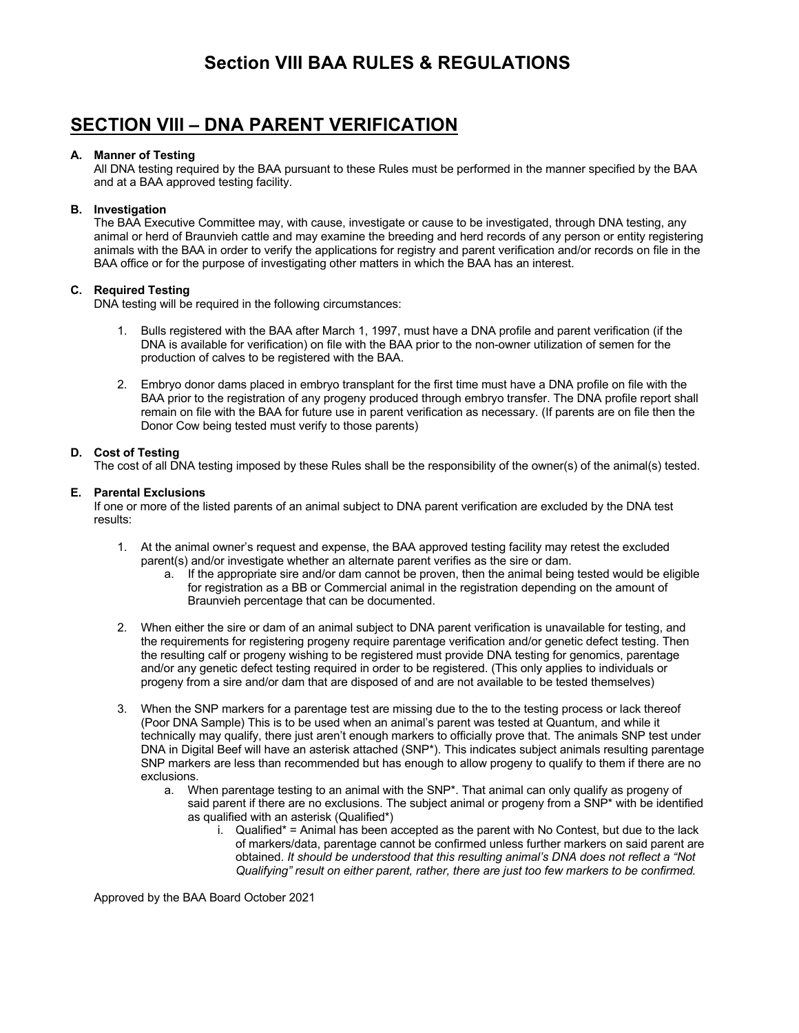# Section VIII BAA RULES & REGULATIONS

## SECTION VIII – DNA PARENT VERIFICATION

**A. Manner of Testing**

All DNA testing required by the BAA pursuant to these Rules must be performed in the manner specified by the BAA and at a BAA approved testing facility.

**B. Investigation**

The BAA Executive Committee may, with cause, investigate or cause to be investigated, through DNA testing, any animal or herd of Braunvieh cattle and may examine the breeding and herd records of any person or entity registering animals with the BAA in order to verify the applications for registry and parent verification and/or records on file in the BAA office or for the purpose of investigating other matters in which the BAA has an interest.

**C. Required Testing**

DNA testing will be required in the following circumstances:

1. Bulls registered with the BAA after March 1, 1997, must have a DNA profile and parent verification (if the DNA is available for verification) on file with the BAA prior to the non-owner utilization of semen for the production of calves to be registered with the BAA.

2. Embryo donor dams placed in embryo transplant for the first time must have a DNA profile on file with the BAA prior to the registration of any progeny produced through embryo transfer. The DNA profile report shall remain on file with the BAA for future use in parent verification as necessary. (If parents are on file then the Donor Cow being tested must verify to those parents)

**D. Cost of Testing**

The cost of all DNA testing imposed by these Rules shall be the responsibility of the owner(s) of the animal(s) tested.

**E. Parental Exclusions**

If one or more of the listed parents of an animal subject to DNA parent verification are excluded by the DNA test results:

1. At the animal owner's request and expense, the BAA approved testing facility may retest the excluded parent(s) and/or investigate whether an alternate parent verifies as the sire or dam.
   a. If the appropriate sire and/or dam cannot be proven, then the animal being tested would be eligible for registration as a BB or Commercial animal in the registration depending on the amount of Braunvieh percentage that can be documented.

2. When either the sire or dam of an animal subject to DNA parent verification is unavailable for testing, and the requirements for registering progeny require parentage verification and/or genetic defect testing. Then the resulting calf or progeny wishing to be registered must provide DNA testing for genomics, parentage and/or any genetic defect testing required in order to be registered. (This only applies to individuals or progeny from a sire and/or dam that are disposed of and are not available to be tested themselves)

3. When the SNP markers for a parentage test are missing due to the to the testing process or lack thereof (Poor DNA Sample) This is to be used when an animal's parent was tested at Quantum, and while it technically may qualify, there just aren't enough markers to officially prove that. The animals SNP test under DNA in Digital Beef will have an asterisk attached (SNP*). This indicates subject animals resulting parentage SNP markers are less than recommended but has enough to allow progeny to qualify to them if there are no exclusions.
   a. When parentage testing to an animal with the SNP*. That animal can only qualify as progeny of said parent if there are no exclusions. The subject animal or progeny from a SNP* with be identified as qualified with an asterisk (Qualified*)
      i. Qualified* = Animal has been accepted as the parent with No Contest, but due to the lack of markers/data, parentage cannot be confirmed unless further markers on said parent are obtained. *It should be understood that this resulting animal's DNA does not reflect a "Not Qualifying" result on either parent, rather, there are just too few markers to be confirmed.*

Approved by the BAA Board October 2021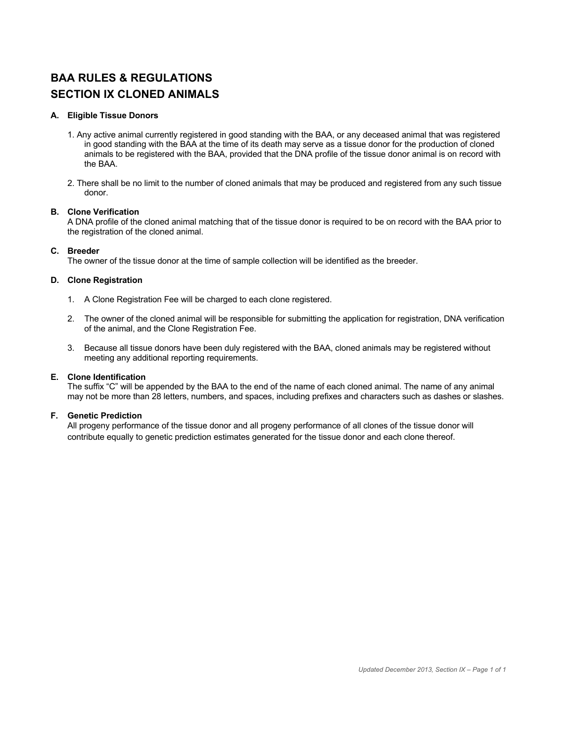# BAA RULES & REGULATIONS
# SECTION IX CLONED ANIMALS

### A. Eligible Tissue Donors

1. Any active animal currently registered in good standing with the BAA, or any deceased animal that was registered in good standing with the BAA at the time of its death may serve as a tissue donor for the production of cloned animals to be registered with the BAA, provided that the DNA profile of the tissue donor animal is on record with the BAA.

2. There shall be no limit to the number of cloned animals that may be produced and registered from any such tissue donor.

### B. Clone Verification

A DNA profile of the cloned animal matching that of the tissue donor is required to be on record with the BAA prior to the registration of the cloned animal.

### C. Breeder

The owner of the tissue donor at the time of sample collection will be identified as the breeder.

### D. Clone Registration

1. A Clone Registration Fee will be charged to each clone registered.

2. The owner of the cloned animal will be responsible for submitting the application for registration, DNA verification of the animal, and the Clone Registration Fee.

3. Because all tissue donors have been duly registered with the BAA, cloned animals may be registered without meeting any additional reporting requirements.

### E. Clone Identification

The suffix "C" will be appended by the BAA to the end of the name of each cloned animal. The name of any animal may not be more than 28 letters, numbers, and spaces, including prefixes and characters such as dashes or slashes.

### F. Genetic Prediction

All progeny performance of the tissue donor and all progeny performance of all clones of the tissue donor will contribute equally to genetic prediction estimates generated for the tissue donor and each clone thereof.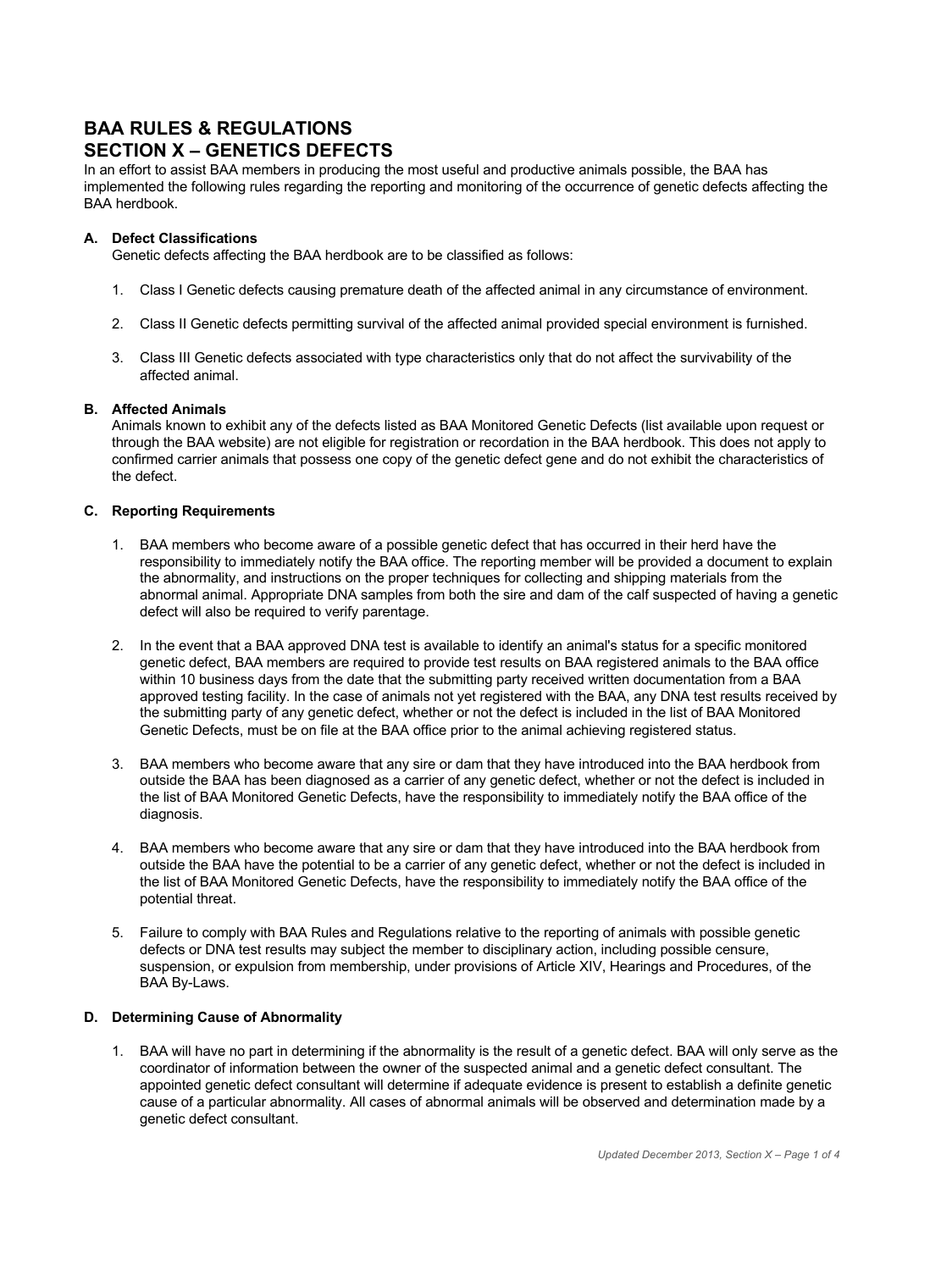# BAA RULES & REGULATIONS
# SECTION X – GENETICS DEFECTS

In an effort to assist BAA members in producing the most useful and productive animals possible, the BAA has implemented the following rules regarding the reporting and monitoring of the occurrence of genetic defects affecting the BAA herdbook.

## A. Defect Classifications

Genetic defects affecting the BAA herdbook are to be classified as follows:

1. Class I Genetic defects causing premature death of the affected animal in any circumstance of environment.
2. Class II Genetic defects permitting survival of the affected animal provided special environment is furnished.
3. Class III Genetic defects associated with type characteristics only that do not affect the survivability of the affected animal.

## B. Affected Animals

Animals known to exhibit any of the defects listed as BAA Monitored Genetic Defects (list available upon request or through the BAA website) are not eligible for registration or recordation in the BAA herdbook. This does not apply to confirmed carrier animals that possess one copy of the genetic defect gene and do not exhibit the characteristics of the defect.

## C. Reporting Requirements

1. BAA members who become aware of a possible genetic defect that has occurred in their herd have the responsibility to immediately notify the BAA office. The reporting member will be provided a document to explain the abnormality, and instructions on the proper techniques for collecting and shipping materials from the abnormal animal. Appropriate DNA samples from both the sire and dam of the calf suspected of having a genetic defect will also be required to verify parentage.
2. In the event that a BAA approved DNA test is available to identify an animal's status for a specific monitored genetic defect, BAA members are required to provide test results on BAA registered animals to the BAA office within 10 business days from the date that the submitting party received written documentation from a BAA approved testing facility. In the case of animals not yet registered with the BAA, any DNA test results received by the submitting party of any genetic defect, whether or not the defect is included in the list of BAA Monitored Genetic Defects, must be on file at the BAA office prior to the animal achieving registered status.
3. BAA members who become aware that any sire or dam that they have introduced into the BAA herdbook from outside the BAA has been diagnosed as a carrier of any genetic defect, whether or not the defect is included in the list of BAA Monitored Genetic Defects, have the responsibility to immediately notify the BAA office of the diagnosis.
4. BAA members who become aware that any sire or dam that they have introduced into the BAA herdbook from outside the BAA have the potential to be a carrier of any genetic defect, whether or not the defect is included in the list of BAA Monitored Genetic Defects, have the responsibility to immediately notify the BAA office of the potential threat.
5. Failure to comply with BAA Rules and Regulations relative to the reporting of animals with possible genetic defects or DNA test results may subject the member to disciplinary action, including possible censure, suspension, or expulsion from membership, under provisions of Article XIV, Hearings and Procedures, of the BAA By-Laws.

## D. Determining Cause of Abnormality

1. BAA will have no part in determining if the abnormality is the result of a genetic defect. BAA will only serve as the coordinator of information between the owner of the suspected animal and a genetic defect consultant. The appointed genetic defect consultant will determine if adequate evidence is present to establish a definite genetic cause of a particular abnormality. All cases of abnormal animals will be observed and determination made by a genetic defect consultant.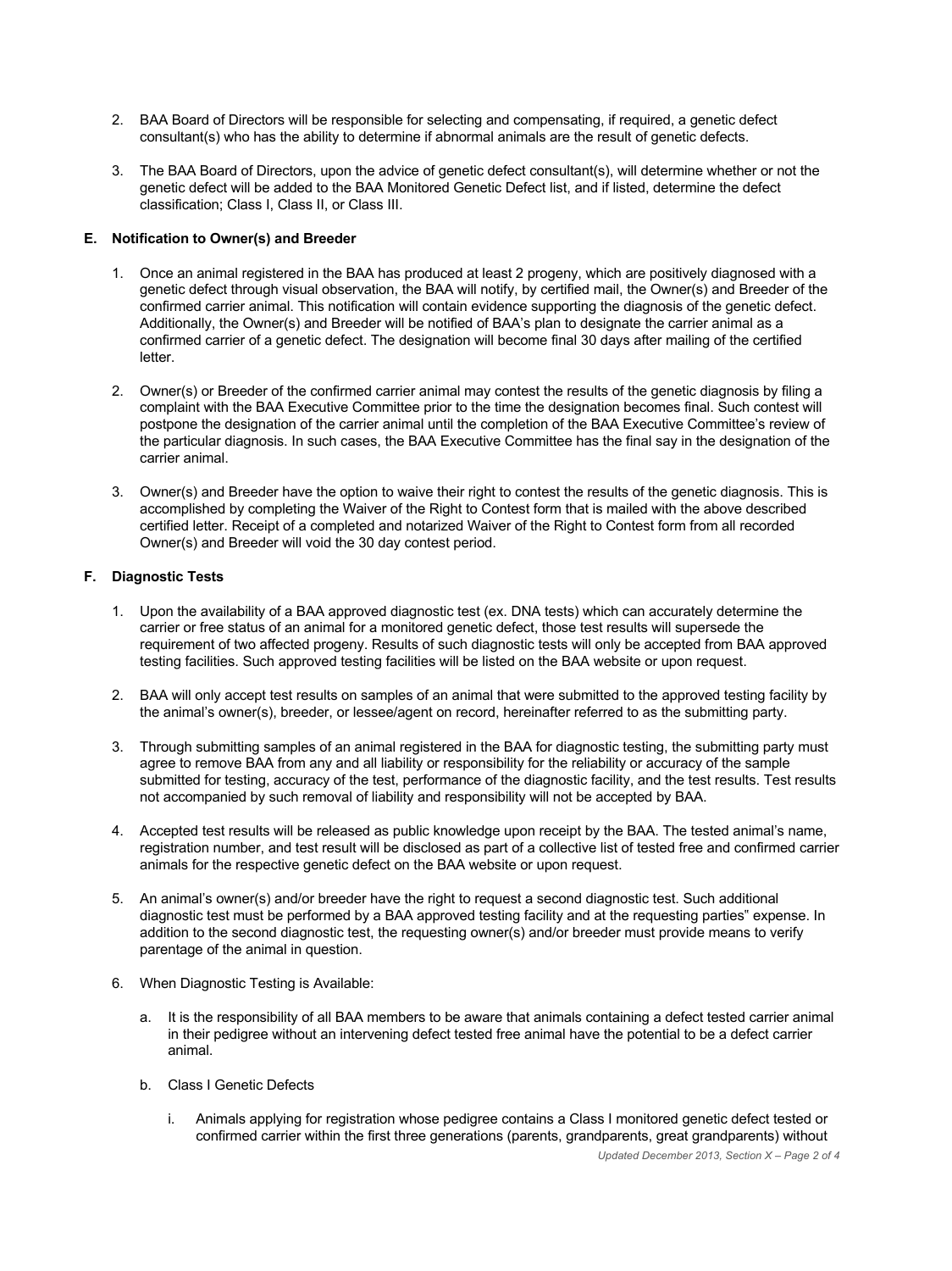2. BAA Board of Directors will be responsible for selecting and compensating, if required, a genetic defect consultant(s) who has the ability to determine if abnormal animals are the result of genetic defects.

3. The BAA Board of Directors, upon the advice of genetic defect consultant(s), will determine whether or not the genetic defect will be added to the BAA Monitored Genetic Defect list, and if listed, determine the defect classification; Class I, Class II, or Class III.

### E. Notification to Owner(s) and Breeder

1. Once an animal registered in the BAA has produced at least 2 progeny, which are positively diagnosed with a genetic defect through visual observation, the BAA will notify, by certified mail, the Owner(s) and Breeder of the confirmed carrier animal. This notification will contain evidence supporting the diagnosis of the genetic defect. Additionally, the Owner(s) and Breeder will be notified of BAA's plan to designate the carrier animal as a confirmed carrier of a genetic defect. The designation will become final 30 days after mailing of the certified letter.

2. Owner(s) or Breeder of the confirmed carrier animal may contest the results of the genetic diagnosis by filing a complaint with the BAA Executive Committee prior to the time the designation becomes final. Such contest will postpone the designation of the carrier animal until the completion of the BAA Executive Committee's review of the particular diagnosis. In such cases, the BAA Executive Committee has the final say in the designation of the carrier animal.

3. Owner(s) and Breeder have the option to waive their right to contest the results of the genetic diagnosis. This is accomplished by completing the Waiver of the Right to Contest form that is mailed with the above described certified letter. Receipt of a completed and notarized Waiver of the Right to Contest form from all recorded Owner(s) and Breeder will void the 30 day contest period.

### F. Diagnostic Tests

1. Upon the availability of a BAA approved diagnostic test (ex. DNA tests) which can accurately determine the carrier or free status of an animal for a monitored genetic defect, those test results will supersede the requirement of two affected progeny. Results of such diagnostic tests will only be accepted from BAA approved testing facilities. Such approved testing facilities will be listed on the BAA website or upon request.

2. BAA will only accept test results on samples of an animal that were submitted to the approved testing facility by the animal's owner(s), breeder, or lessee/agent on record, hereinafter referred to as the submitting party.

3. Through submitting samples of an animal registered in the BAA for diagnostic testing, the submitting party must agree to remove BAA from any and all liability or responsibility for the reliability or accuracy of the sample submitted for testing, accuracy of the test, performance of the diagnostic facility, and the test results. Test results not accompanied by such removal of liability and responsibility will not be accepted by BAA.

4. Accepted test results will be released as public knowledge upon receipt by the BAA. The tested animal's name, registration number, and test result will be disclosed as part of a collective list of tested free and confirmed carrier animals for the respective genetic defect on the BAA website or upon request.

5. An animal's owner(s) and/or breeder have the right to request a second diagnostic test. Such additional diagnostic test must be performed by a BAA approved testing facility and at the requesting parties" expense. In addition to the second diagnostic test, the requesting owner(s) and/or breeder must provide means to verify parentage of the animal in question.

6. When Diagnostic Testing is Available:

   a. It is the responsibility of all BAA members to be aware that animals containing a defect tested carrier animal in their pedigree without an intervening defect tested free animal have the potential to be a defect carrier animal.

   b. Class I Genetic Defects

      i. Animals applying for registration whose pedigree contains a Class I monitored genetic defect tested or confirmed carrier within the first three generations (parents, grandparents, great grandparents) without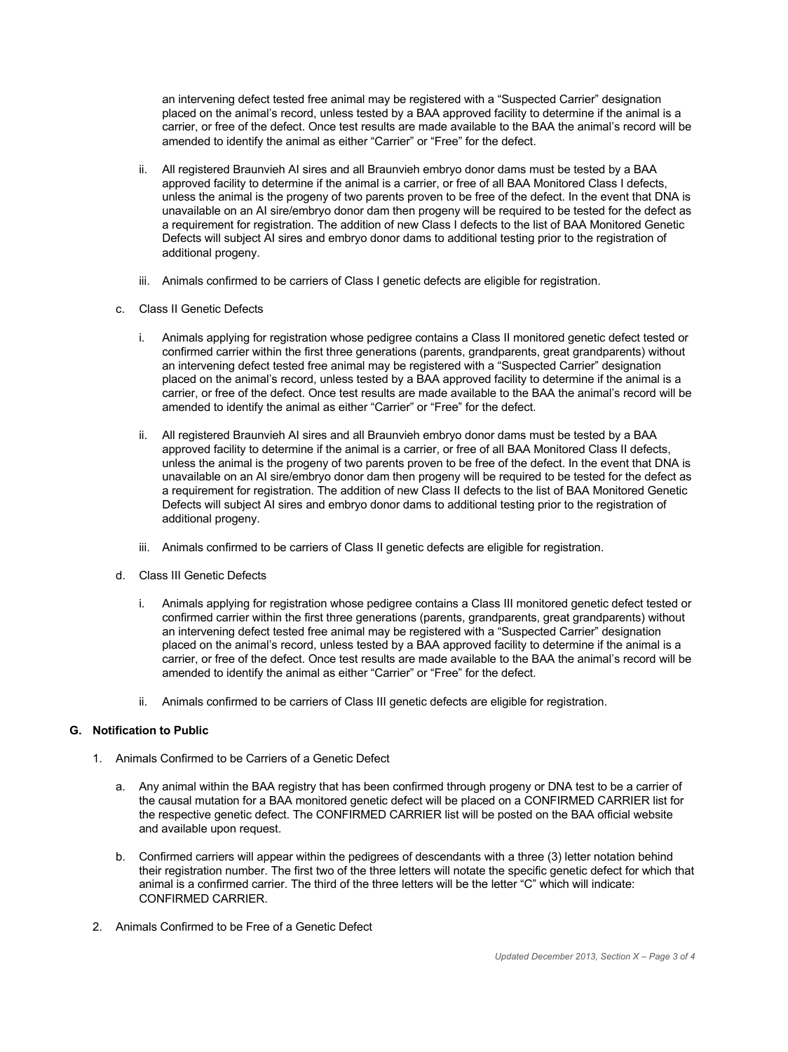an intervening defect tested free animal may be registered with a “Suspected Carrier” designation placed on the animal’s record, unless tested by a BAA approved facility to determine if the animal is a carrier, or free of the defect. Once test results are made available to the BAA the animal’s record will be amended to identify the animal as either “Carrier” or “Free” for the defect.

ii. All registered Braunvieh AI sires and all Braunvieh embryo donor dams must be tested by a BAA approved facility to determine if the animal is a carrier, or free of all BAA Monitored Class I defects, unless the animal is the progeny of two parents proven to be free of the defect. In the event that DNA is unavailable on an AI sire/embryo donor dam then progeny will be required to be tested for the defect as a requirement for registration. The addition of new Class I defects to the list of BAA Monitored Genetic Defects will subject AI sires and embryo donor dams to additional testing prior to the registration of additional progeny.

iii. Animals confirmed to be carriers of Class I genetic defects are eligible for registration.

c. Class II Genetic Defects

i. Animals applying for registration whose pedigree contains a Class II monitored genetic defect tested or confirmed carrier within the first three generations (parents, grandparents, great grandparents) without an intervening defect tested free animal may be registered with a “Suspected Carrier” designation placed on the animal’s record, unless tested by a BAA approved facility to determine if the animal is a carrier, or free of the defect. Once test results are made available to the BAA the animal’s record will be amended to identify the animal as either “Carrier” or “Free” for the defect.

ii. All registered Braunvieh AI sires and all Braunvieh embryo donor dams must be tested by a BAA approved facility to determine if the animal is a carrier, or free of all BAA Monitored Class II defects, unless the animal is the progeny of two parents proven to be free of the defect. In the event that DNA is unavailable on an AI sire/embryo donor dam then progeny will be required to be tested for the defect as a requirement for registration. The addition of new Class II defects to the list of BAA Monitored Genetic Defects will subject AI sires and embryo donor dams to additional testing prior to the registration of additional progeny.

iii. Animals confirmed to be carriers of Class II genetic defects are eligible for registration.

d. Class III Genetic Defects

i. Animals applying for registration whose pedigree contains a Class III monitored genetic defect tested or confirmed carrier within the first three generations (parents, grandparents, great grandparents) without an intervening defect tested free animal may be registered with a “Suspected Carrier” designation placed on the animal’s record, unless tested by a BAA approved facility to determine if the animal is a carrier, or free of the defect. Once test results are made available to the BAA the animal’s record will be amended to identify the animal as either “Carrier” or “Free” for the defect.

ii. Animals confirmed to be carriers of Class III genetic defects are eligible for registration.

**G. Notification to Public**

1. Animals Confirmed to be Carriers of a Genetic Defect

a. Any animal within the BAA registry that has been confirmed through progeny or DNA test to be a carrier of the causal mutation for a BAA monitored genetic defect will be placed on a CONFIRMED CARRIER list for the respective genetic defect. The CONFIRMED CARRIER list will be posted on the BAA official website and available upon request.

b. Confirmed carriers will appear within the pedigrees of descendants with a three (3) letter notation behind their registration number. The first two of the three letters will notate the specific genetic defect for which that animal is a confirmed carrier. The third of the three letters will be the letter “C” which will indicate: CONFIRMED CARRIER.

2. Animals Confirmed to be Free of a Genetic Defect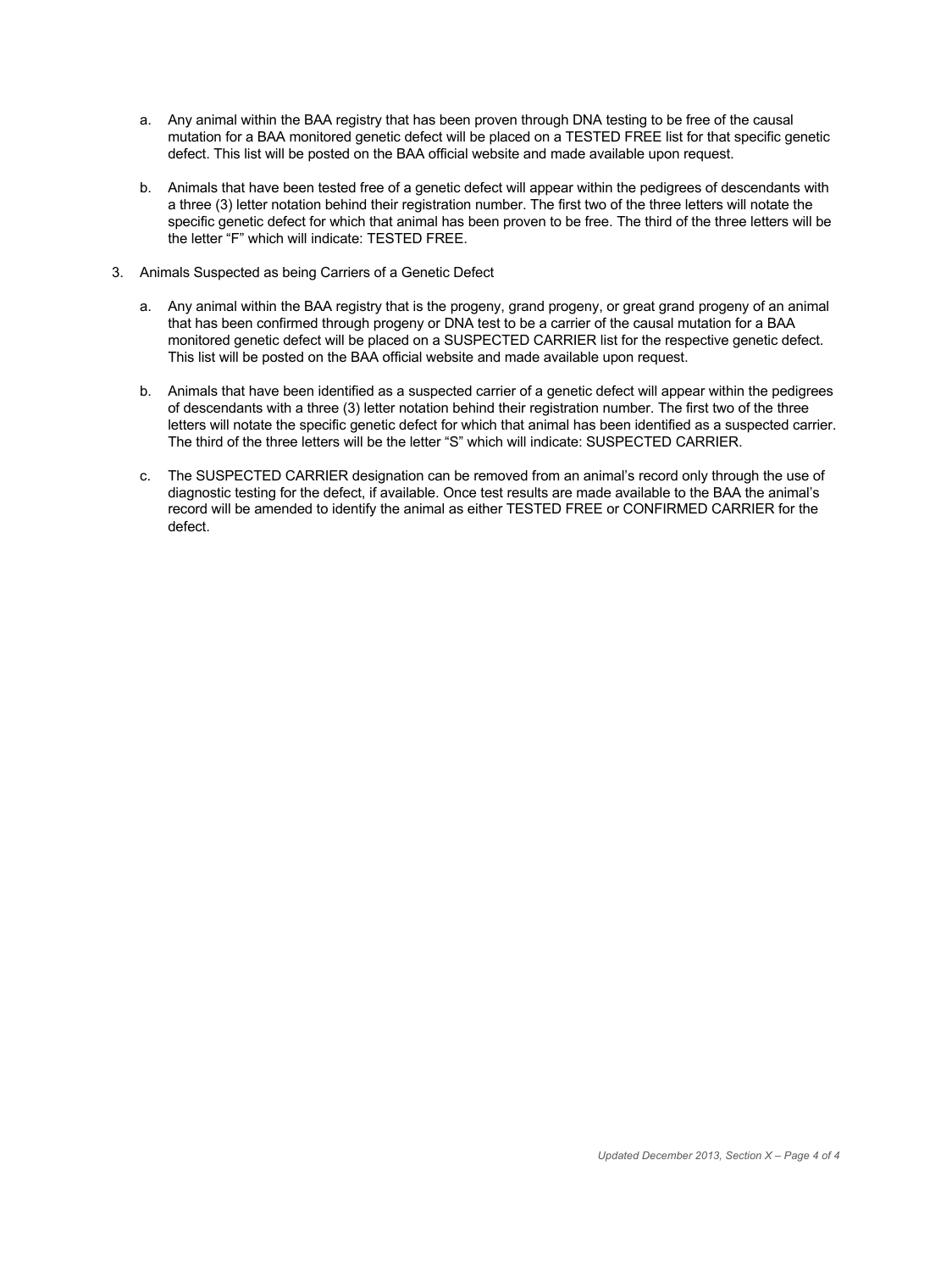a. Any animal within the BAA registry that has been proven through DNA testing to be free of the causal mutation for a BAA monitored genetic defect will be placed on a TESTED FREE list for that specific genetic defect. This list will be posted on the BAA official website and made available upon request.

b. Animals that have been tested free of a genetic defect will appear within the pedigrees of descendants with a three (3) letter notation behind their registration number. The first two of the three letters will notate the specific genetic defect for which that animal has been proven to be free. The third of the three letters will be the letter "F" which will indicate: TESTED FREE.

3. Animals Suspected as being Carriers of a Genetic Defect

   a. Any animal within the BAA registry that is the progeny, grand progeny, or great grand progeny of an animal that has been confirmed through progeny or DNA test to be a carrier of the causal mutation for a BAA monitored genetic defect will be placed on a SUSPECTED CARRIER list for the respective genetic defect. This list will be posted on the BAA official website and made available upon request.

   b. Animals that have been identified as a suspected carrier of a genetic defect will appear within the pedigrees of descendants with a three (3) letter notation behind their registration number. The first two of the three letters will notate the specific genetic defect for which that animal has been identified as a suspected carrier. The third of the three letters will be the letter "S" which will indicate: SUSPECTED CARRIER.

   c. The SUSPECTED CARRIER designation can be removed from an animal's record only through the use of diagnostic testing for the defect, if available. Once test results are made available to the BAA the animal's record will be amended to identify the animal as either TESTED FREE or CONFIRMED CARRIER for the defect.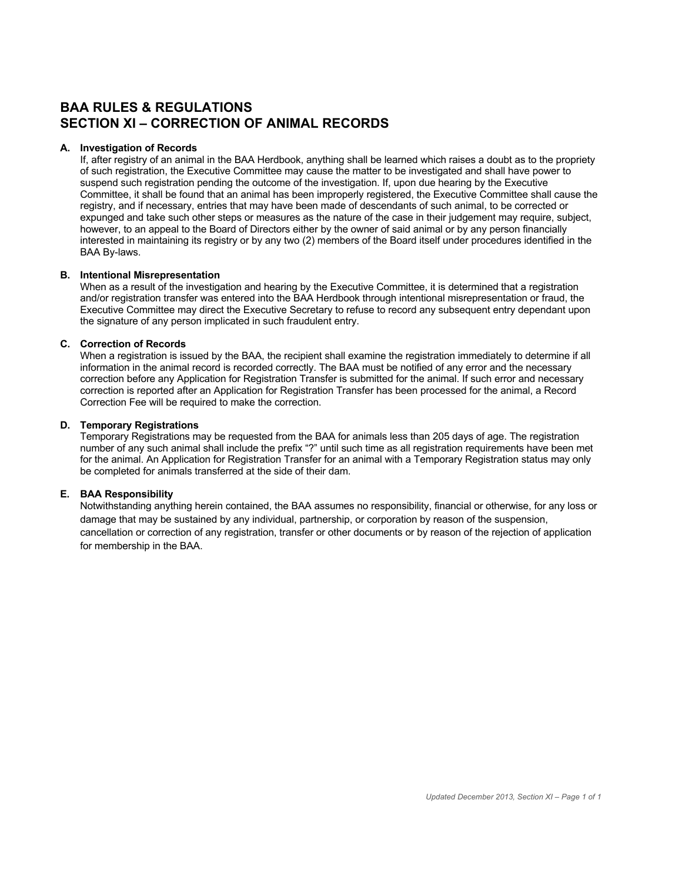# BAA RULES & REGULATIONS
# SECTION XI – CORRECTION OF ANIMAL RECORDS

**A. Investigation of Records**

If, after registry of an animal in the BAA Herdbook, anything shall be learned which raises a doubt as to the propriety of such registration, the Executive Committee may cause the matter to be investigated and shall have power to suspend such registration pending the outcome of the investigation. If, upon due hearing by the Executive Committee, it shall be found that an animal has been improperly registered, the Executive Committee shall cause the registry, and if necessary, entries that may have been made of descendants of such animal, to be corrected or expunged and take such other steps or measures as the nature of the case in their judgement may require, subject, however, to an appeal to the Board of Directors either by the owner of said animal or by any person financially interested in maintaining its registry or by any two (2) members of the Board itself under procedures identified in the BAA By-laws.

**B. Intentional Misrepresentation**

When as a result of the investigation and hearing by the Executive Committee, it is determined that a registration and/or registration transfer was entered into the BAA Herdbook through intentional misrepresentation or fraud, the Executive Committee may direct the Executive Secretary to refuse to record any subsequent entry dependant upon the signature of any person implicated in such fraudulent entry.

**C. Correction of Records**

When a registration is issued by the BAA, the recipient shall examine the registration immediately to determine if all information in the animal record is recorded correctly. The BAA must be notified of any error and the necessary correction before any Application for Registration Transfer is submitted for the animal. If such error and necessary correction is reported after an Application for Registration Transfer has been processed for the animal, a Record Correction Fee will be required to make the correction.

**D. Temporary Registrations**

Temporary Registrations may be requested from the BAA for animals less than 205 days of age. The registration number of any such animal shall include the prefix "?" until such time as all registration requirements have been met for the animal. An Application for Registration Transfer for an animal with a Temporary Registration status may only be completed for animals transferred at the side of their dam.

**E. BAA Responsibility**

Notwithstanding anything herein contained, the BAA assumes no responsibility, financial or otherwise, for any loss or damage that may be sustained by any individual, partnership, or corporation by reason of the suspension, cancellation or correction of any registration, transfer or other documents or by reason of the rejection of application for membership in the BAA.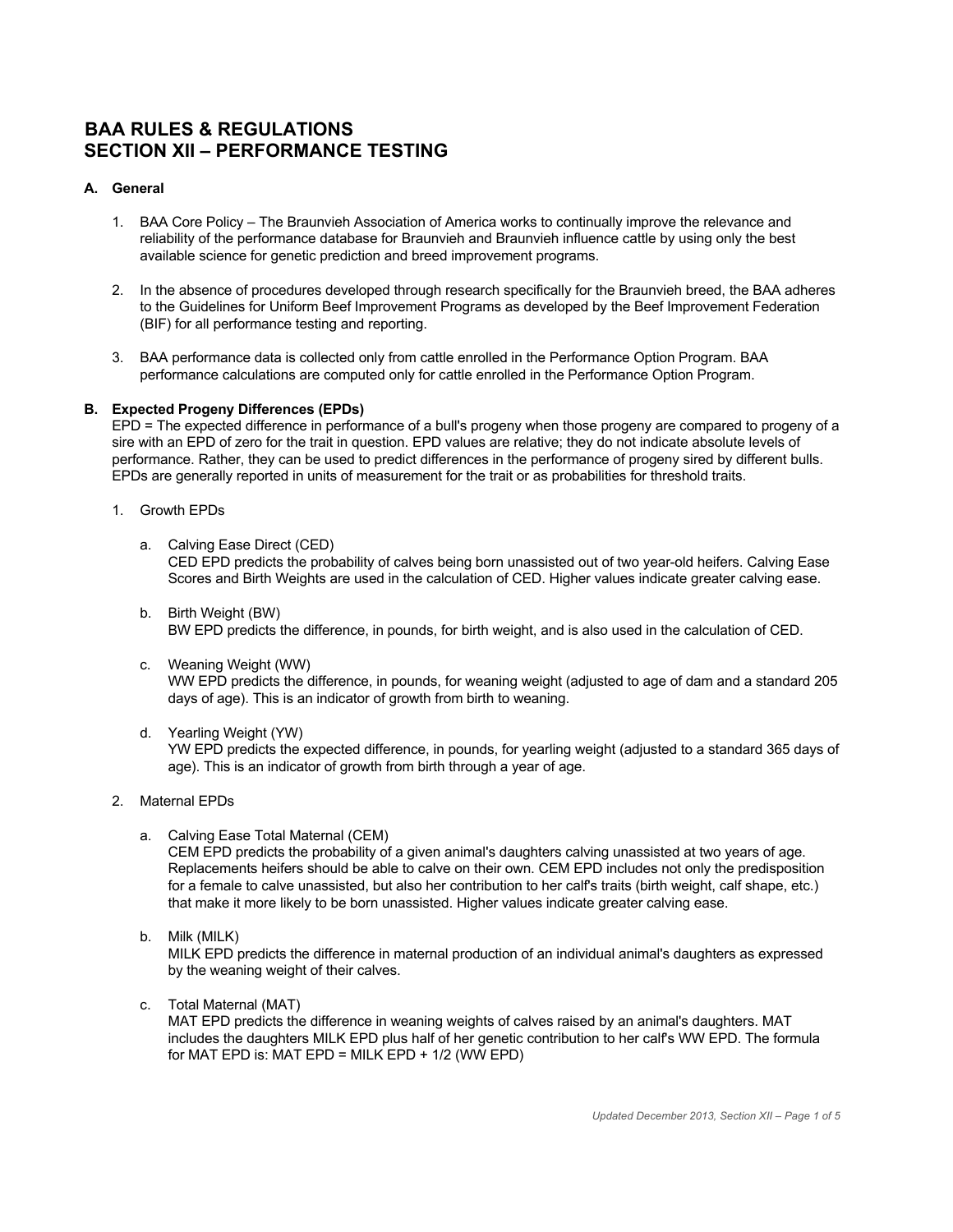# BAA RULES & REGULATIONS
# SECTION XII – PERFORMANCE TESTING

### A. General

1. BAA Core Policy – The Braunvieh Association of America works to continually improve the relevance and reliability of the performance database for Braunvieh and Braunvieh influence cattle by using only the best available science for genetic prediction and breed improvement programs.

2. In the absence of procedures developed through research specifically for the Braunvieh breed, the BAA adheres to the Guidelines for Uniform Beef Improvement Programs as developed by the Beef Improvement Federation (BIF) for all performance testing and reporting.

3. BAA performance data is collected only from cattle enrolled in the Performance Option Program. BAA performance calculations are computed only for cattle enrolled in the Performance Option Program.

### B. Expected Progeny Differences (EPDs)

EPD = The expected difference in performance of a bull's progeny when those progeny are compared to progeny of a sire with an EPD of zero for the trait in question. EPD values are relative; they do not indicate absolute levels of performance. Rather, they can be used to predict differences in the performance of progeny sired by different bulls. EPDs are generally reported in units of measurement for the trait or as probabilities for threshold traits.

1. Growth EPDs

   a. Calving Ease Direct (CED)
      CED EPD predicts the probability of calves being born unassisted out of two year-old heifers. Calving Ease Scores and Birth Weights are used in the calculation of CED. Higher values indicate greater calving ease.

   b. Birth Weight (BW)
      BW EPD predicts the difference, in pounds, for birth weight, and is also used in the calculation of CED.

   c. Weaning Weight (WW)
      WW EPD predicts the difference, in pounds, for weaning weight (adjusted to age of dam and a standard 205 days of age). This is an indicator of growth from birth to weaning.

   d. Yearling Weight (YW)
      YW EPD predicts the expected difference, in pounds, for yearling weight (adjusted to a standard 365 days of age). This is an indicator of growth from birth through a year of age.

2. Maternal EPDs

   a. Calving Ease Total Maternal (CEM)
      CEM EPD predicts the probability of a given animal's daughters calving unassisted at two years of age. Replacements heifers should be able to calve on their own. CEM EPD includes not only the predisposition for a female to calve unassisted, but also her contribution to her calf's traits (birth weight, calf shape, etc.) that make it more likely to be born unassisted. Higher values indicate greater calving ease.

   b. Milk (MILK)
      MILK EPD predicts the difference in maternal production of an individual animal's daughters as expressed by the weaning weight of their calves.

   c. Total Maternal (MAT)
      MAT EPD predicts the difference in weaning weights of calves raised by an animal's daughters. MAT includes the daughters MILK EPD plus half of her genetic contribution to her calf's WW EPD. The formula for MAT EPD is: MAT EPD = MILK EPD + 1/2 (WW EPD)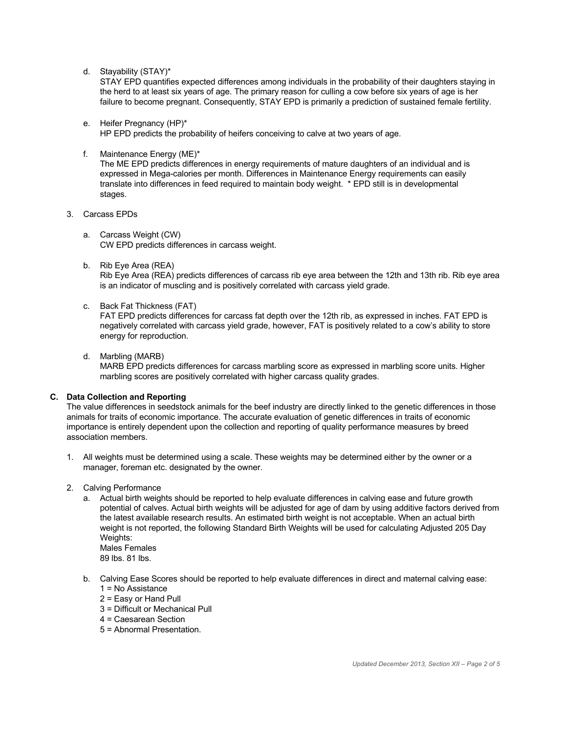d. Stayability (STAY)*
   STAY EPD quantifies expected differences among individuals in the probability of their daughters staying in the herd to at least six years of age. The primary reason for culling a cow before six years of age is her failure to become pregnant. Consequently, STAY EPD is primarily a prediction of sustained female fertility.

e. Heifer Pregnancy (HP)*
   HP EPD predicts the probability of heifers conceiving to calve at two years of age.

f. Maintenance Energy (ME)*
   The ME EPD predicts differences in energy requirements of mature daughters of an individual and is expressed in Mega-calories per month. Differences in Maintenance Energy requirements can easily translate into differences in feed required to maintain body weight. * EPD still is in developmental stages.

3. Carcass EPDs

   a. Carcass Weight (CW)
      CW EPD predicts differences in carcass weight.

   b. Rib Eye Area (REA)
      Rib Eye Area (REA) predicts differences of carcass rib eye area between the 12th and 13th rib. Rib eye area is an indicator of muscling and is positively correlated with carcass yield grade.

   c. Back Fat Thickness (FAT)
      FAT EPD predicts differences for carcass fat depth over the 12th rib, as expressed in inches. FAT EPD is negatively correlated with carcass yield grade, however, FAT is positively related to a cow's ability to store energy for reproduction.

   d. Marbling (MARB)
      MARB EPD predicts differences for carcass marbling score as expressed in marbling score units. Higher marbling scores are positively correlated with higher carcass quality grades.

### C. Data Collection and Reporting

The value differences in seedstock animals for the beef industry are directly linked to the genetic differences in those animals for traits of economic importance. The accurate evaluation of genetic differences in traits of economic importance is entirely dependent upon the collection and reporting of quality performance measures by breed association members.

1. All weights must be determined using a scale. These weights may be determined either by the owner or a manager, foreman etc. designated by the owner.

2. Calving Performance
   a. Actual birth weights should be reported to help evaluate differences in calving ease and future growth potential of calves. Actual birth weights will be adjusted for age of dam by using additive factors derived from the latest available research results. An estimated birth weight is not acceptable. When an actual birth weight is not reported, the following Standard Birth Weights will be used for calculating Adjusted 205 Day Weights:
      Males Females
      89 lbs. 81 lbs.

   b. Calving Ease Scores should be reported to help evaluate differences in direct and maternal calving ease:
      1 = No Assistance
      2 = Easy or Hand Pull
      3 = Difficult or Mechanical Pull
      4 = Caesarean Section
      5 = Abnormal Presentation.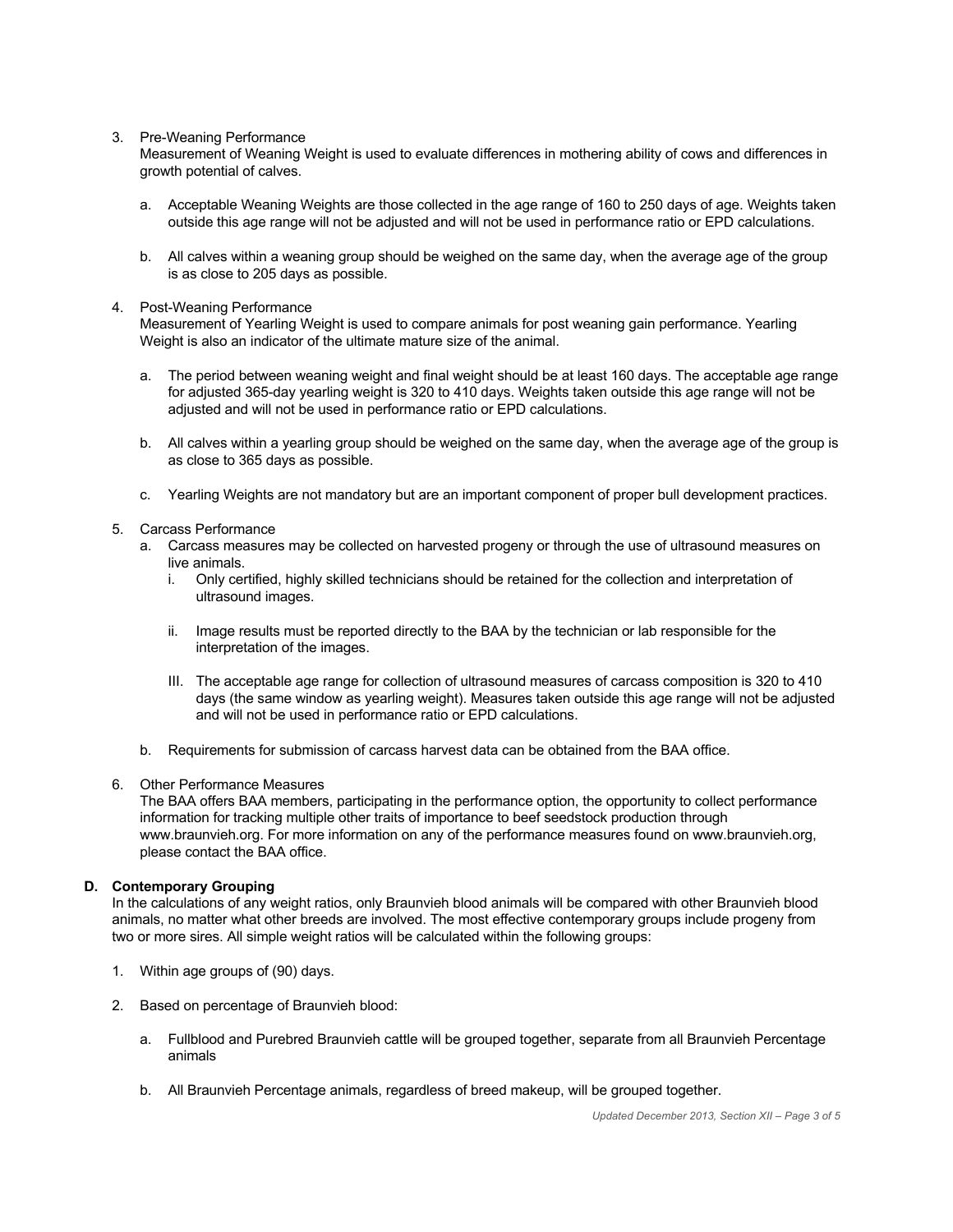3. Pre-Weaning Performance

   Measurement of Weaning Weight is used to evaluate differences in mothering ability of cows and differences in growth potential of calves.

   a. Acceptable Weaning Weights are those collected in the age range of 160 to 250 days of age. Weights taken outside this age range will not be adjusted and will not be used in performance ratio or EPD calculations.

   b. All calves within a weaning group should be weighed on the same day, when the average age of the group is as close to 205 days as possible.

4. Post-Weaning Performance

   Measurement of Yearling Weight is used to compare animals for post weaning gain performance. Yearling Weight is also an indicator of the ultimate mature size of the animal.

   a. The period between weaning weight and final weight should be at least 160 days. The acceptable age range for adjusted 365-day yearling weight is 320 to 410 days. Weights taken outside this age range will not be adjusted and will not be used in performance ratio or EPD calculations.

   b. All calves within a yearling group should be weighed on the same day, when the average age of the group is as close to 365 days as possible.

   c. Yearling Weights are not mandatory but are an important component of proper bull development practices.

5. Carcass Performance

   a. Carcass measures may be collected on harvested progeny or through the use of ultrasound measures on live animals.

      i. Only certified, highly skilled technicians should be retained for the collection and interpretation of ultrasound images.

      ii. Image results must be reported directly to the BAA by the technician or lab responsible for the interpretation of the images.

      III. The acceptable age range for collection of ultrasound measures of carcass composition is 320 to 410 days (the same window as yearling weight). Measures taken outside this age range will not be adjusted and will not be used in performance ratio or EPD calculations.

   b. Requirements for submission of carcass harvest data can be obtained from the BAA office.

6. Other Performance Measures

   The BAA offers BAA members, participating in the performance option, the opportunity to collect performance information for tracking multiple other traits of importance to beef seedstock production through www.braunvieh.org. For more information on any of the performance measures found on www.braunvieh.org, please contact the BAA office.

**D. Contemporary Grouping**

In the calculations of any weight ratios, only Braunvieh blood animals will be compared with other Braunvieh blood animals, no matter what other breeds are involved. The most effective contemporary groups include progeny from two or more sires. All simple weight ratios will be calculated within the following groups:

1. Within age groups of (90) days.

2. Based on percentage of Braunvieh blood:

   a. Fullblood and Purebred Braunvieh cattle will be grouped together, separate from all Braunvieh Percentage animals

   b. All Braunvieh Percentage animals, regardless of breed makeup, will be grouped together.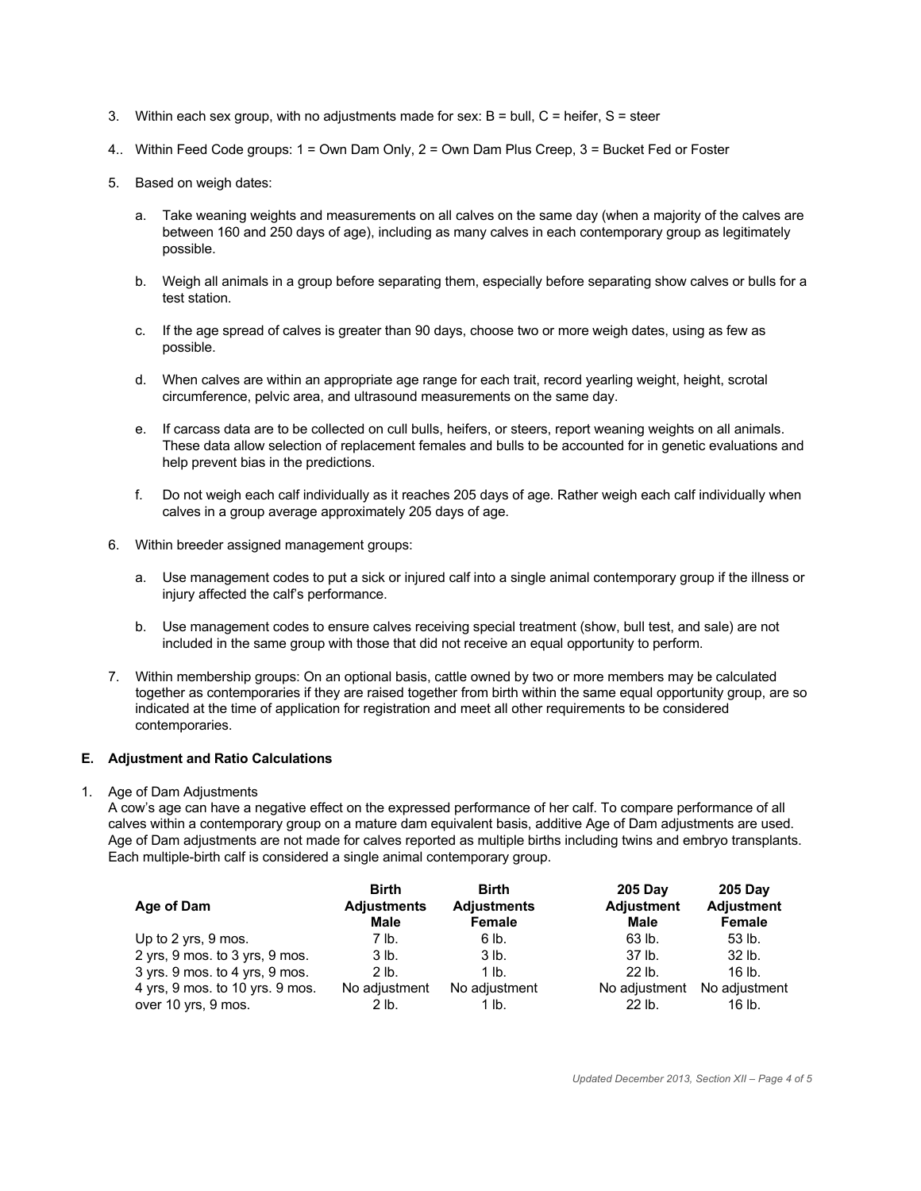3. Within each sex group, with no adjustments made for sex: B = bull, C = heifer, S = steer

4.. Within Feed Code groups: 1 = Own Dam Only, 2 = Own Dam Plus Creep, 3 = Bucket Fed or Foster

5. Based on weigh dates:

   a. Take weaning weights and measurements on all calves on the same day (when a majority of the calves are between 160 and 250 days of age), including as many calves in each contemporary group as legitimately possible.

   b. Weigh all animals in a group before separating them, especially before separating show calves or bulls for a test station.

   c. If the age spread of calves is greater than 90 days, choose two or more weigh dates, using as few as possible.

   d. When calves are within an appropriate age range for each trait, record yearling weight, height, scrotal circumference, pelvic area, and ultrasound measurements on the same day.

   e. If carcass data are to be collected on cull bulls, heifers, or steers, report weaning weights on all animals. These data allow selection of replacement females and bulls to be accounted for in genetic evaluations and help prevent bias in the predictions.

   f. Do not weigh each calf individually as it reaches 205 days of age. Rather weigh each calf individually when calves in a group average approximately 205 days of age.

6. Within breeder assigned management groups:

   a. Use management codes to put a sick or injured calf into a single animal contemporary group if the illness or injury affected the calf's performance.

   b. Use management codes to ensure calves receiving special treatment (show, bull test, and sale) are not included in the same group with those that did not receive an equal opportunity to perform.

7. Within membership groups: On an optional basis, cattle owned by two or more members may be calculated together as contemporaries if they are raised together from birth within the same equal opportunity group, are so indicated at the time of application for registration and meet all other requirements to be considered contemporaries.

### E. Adjustment and Ratio Calculations

1. Age of Dam Adjustments

A cow's age can have a negative effect on the expressed performance of her calf. To compare performance of all calves within a contemporary group on a mature dam equivalent basis, additive Age of Dam adjustments are used. Age of Dam adjustments are not made for calves reported as multiple births including twins and embryo transplants. Each multiple-birth calf is considered a single animal contemporary group.

| Age of Dam | Birth Adjustments Male | Birth Adjustments Female | 205 Day Adjustment Male | 205 Day Adjustment Female |
|---|---|---|---|---|
| Up to 2 yrs, 9 mos. | 7 lb. | 6 lb. | 63 lb. | 53 lb. |
| 2 yrs, 9 mos. to 3 yrs, 9 mos. | 3 lb. | 3 lb. | 37 lb. | 32 lb. |
| 3 yrs. 9 mos. to 4 yrs, 9 mos. | 2 lb. | 1 lb. | 22 lb. | 16 lb. |
| 4 yrs, 9 mos. to 10 yrs. 9 mos. | No adjustment | No adjustment | No adjustment | No adjustment |
| over 10 yrs, 9 mos. | 2 lb. | 1 lb. | 22 lb. | 16 lb. |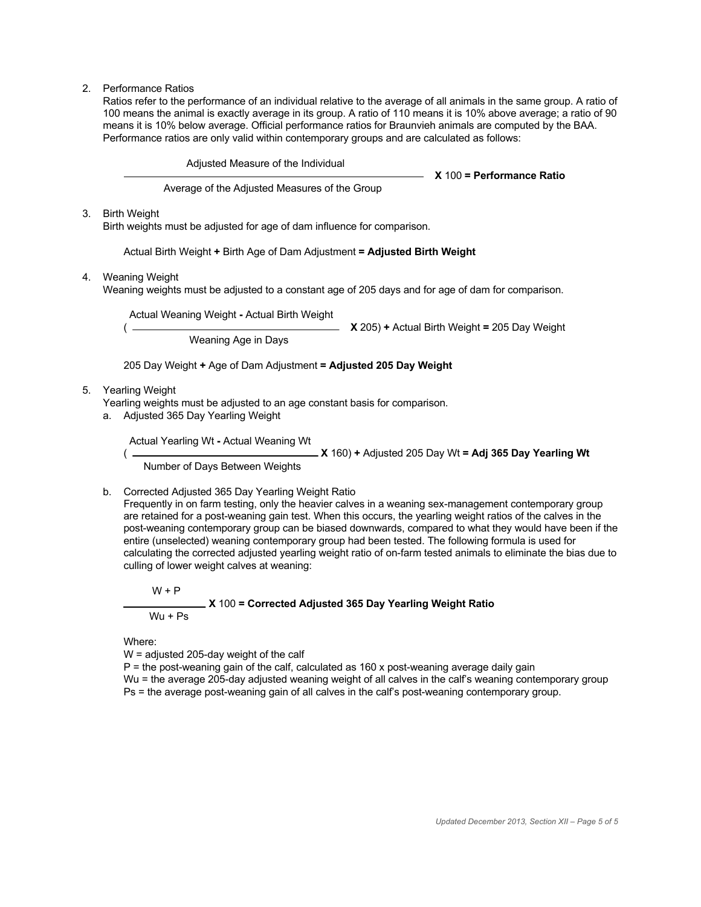2. Performance Ratios
   Ratios refer to the performance of an individual relative to the average of all animals in the same group. A ratio of 100 means the animal is exactly average in its group. A ratio of 110 means it is 10% above average; a ratio of 90 means it is 10% below average. Official performance ratios for Braunvieh animals are computed by the BAA. Performance ratios are only valid within contemporary groups and are calculated as follows:

$$\frac{\text{Adjusted Measure of the Individual}}{\text{Average of the Adjusted Measures of the Group}} \textbf{ X } 100 = \textbf{Performance Ratio}$$

3. Birth Weight
   Birth weights must be adjusted for age of dam influence for comparison.

   Actual Birth Weight **+** Birth Age of Dam Adjustment **= Adjusted Birth Weight**

4. Weaning Weight
   Weaning weights must be adjusted to a constant age of 205 days and for age of dam for comparison.

$$\left(\frac{\text{Actual Weaning Weight} - \text{Actual Birth Weight}}{\text{Weaning Age in Days}} \textbf{ X } 205\right) + \text{Actual Birth Weight} = \text{205 Day Weight}$$

   205 Day Weight **+** Age of Dam Adjustment **= Adjusted 205 Day Weight**

5. Yearling Weight
   Yearling weights must be adjusted to an age constant basis for comparison.

   a. Adjusted 365 Day Yearling Weight

$$\left(\frac{\text{Actual Yearling Wt} - \text{Actual Weaning Wt}}{\text{Number of Days Between Weights}} \textbf{ X } 160\right) + \text{Adjusted 205 Day Wt} = \textbf{Adj 365 Day Yearling Wt}$$

   b. Corrected Adjusted 365 Day Yearling Weight Ratio
      Frequently in on farm testing, only the heavier calves in a weaning sex-management contemporary group are retained for a post-weaning gain test. When this occurs, the yearling weight ratios of the calves in the post-weaning contemporary group can be biased downwards, compared to what they would have been if the entire (unselected) weaning contemporary group had been tested. The following formula is used for calculating the corrected adjusted yearling weight ratio of on-farm tested animals to eliminate the bias due to culling of lower weight calves at weaning:

$$\frac{W + P}{Wu + Ps} \textbf{ X } 100 = \textbf{Corrected Adjusted 365 Day Yearling Weight Ratio}$$

      Where:
      $W$ = adjusted 205-day weight of the calf
      $P$ = the post-weaning gain of the calf, calculated as 160 x post-weaning average daily gain
      $Wu$ = the average 205-day adjusted weaning weight of all calves in the calf's weaning contemporary group
      $Ps$ = the average post-weaning gain of all calves in the calf's post-weaning contemporary group.